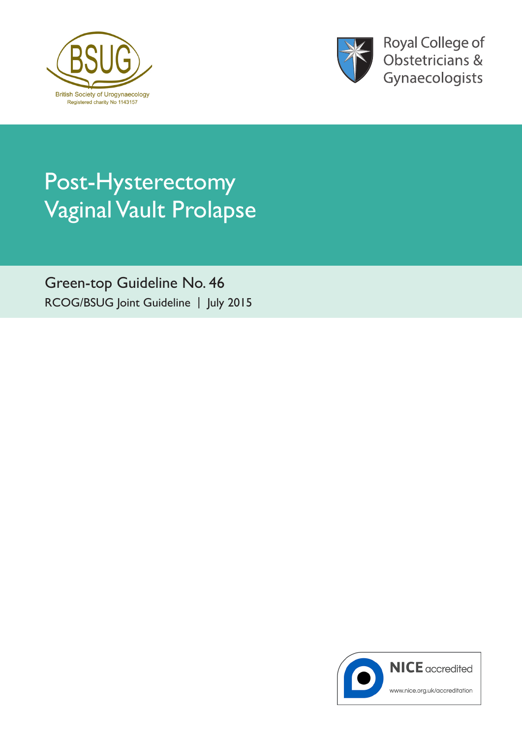BSUG
British Society of Urogynaecology
Registered charity No 1143157

Royal College of Obstetricians & Gynaecologists

# Post-Hysterectomy Vaginal Vault Prolapse

Green-top Guideline No. 46

RCOG/BSUG Joint Guideline | July 2015

NICE accredited

www.nice.org.uk/accreditation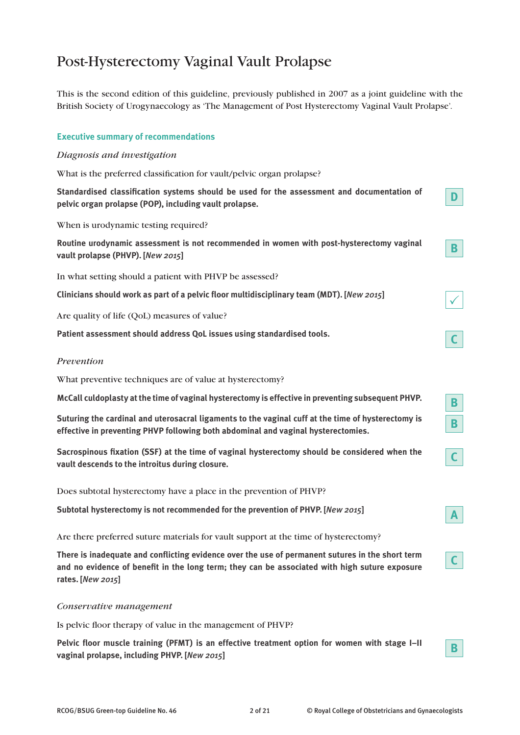# Post-Hysterectomy Vaginal Vault Prolapse

This is the second edition of this guideline, previously published in 2007 as a joint guideline with the British Society of Urogynaecology as 'The Management of Post Hysterectomy Vaginal Vault Prolapse'.

## Executive summary of recommendations

### *Diagnosis and investigation*

What is the preferred classification for vault/pelvic organ prolapse?

**Standardised classification systems should be used for the assessment and documentation of pelvic organ prolapse (POP), including vault prolapse.** — D

When is urodynamic testing required?

**Routine urodynamic assessment is not recommended in women with post-hysterectomy vaginal vault prolapse (PHVP). [*New 2015*]** — B

In what setting should a patient with PHVP be assessed?

**Clinicians should work as part of a pelvic floor multidisciplinary team (MDT). [*New 2015*]** — ✓

Are quality of life (QoL) measures of value?

**Patient assessment should address QoL issues using standardised tools.** — C

### *Prevention*

What preventive techniques are of value at hysterectomy?

**McCall culdoplasty at the time of vaginal hysterectomy is effective in preventing subsequent PHVP.** — B

**Suturing the cardinal and uterosacral ligaments to the vaginal cuff at the time of hysterectomy is effective in preventing PHVP following both abdominal and vaginal hysterectomies.** — B

**Sacrospinous fixation (SSF) at the time of vaginal hysterectomy should be considered when the vault descends to the introitus during closure.** — C

Does subtotal hysterectomy have a place in the prevention of PHVP?

**Subtotal hysterectomy is not recommended for the prevention of PHVP. [*New 2015*]** — A

Are there preferred suture materials for vault support at the time of hysterectomy?

**There is inadequate and conflicting evidence over the use of permanent sutures in the short term and no evidence of benefit in the long term; they can be associated with high suture exposure rates. [*New 2015*]** — C

### *Conservative management*

Is pelvic floor therapy of value in the management of PHVP?

**Pelvic floor muscle training (PFMT) is an effective treatment option for women with stage I–II vaginal prolapse, including PHVP. [*New 2015*]** — B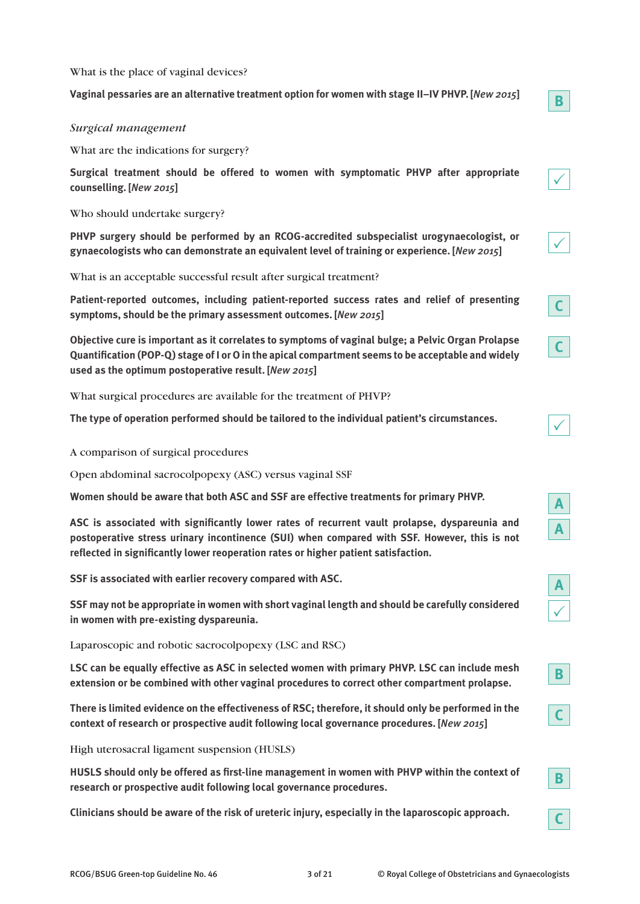What is the place of vaginal devices?

**Vaginal pessaries are an alternative treatment option for women with stage II–IV PHVP. [*New 2015*]** B

*Surgical management*

What are the indications for surgery?

**Surgical treatment should be offered to women with symptomatic PHVP after appropriate counselling. [*New 2015*]** ✓

Who should undertake surgery?

**PHVP surgery should be performed by an RCOG-accredited subspecialist urogynaecologist, or gynaecologists who can demonstrate an equivalent level of training or experience. [*New 2015*]** ✓

What is an acceptable successful result after surgical treatment?

**Patient-reported outcomes, including patient-reported success rates and relief of presenting symptoms, should be the primary assessment outcomes. [*New 2015*]** C

**Objective cure is important as it correlates to symptoms of vaginal bulge; a Pelvic Organ Prolapse Quantification (POP-Q) stage of I or O in the apical compartment seems to be acceptable and widely used as the optimum postoperative result. [*New 2015*]** C

What surgical procedures are available for the treatment of PHVP?

**The type of operation performed should be tailored to the individual patient's circumstances.** ✓

A comparison of surgical procedures

Open abdominal sacrocolpopexy (ASC) versus vaginal SSF

**Women should be aware that both ASC and SSF are effective treatments for primary PHVP.** A

**ASC is associated with significantly lower rates of recurrent vault prolapse, dyspareunia and postoperative stress urinary incontinence (SUI) when compared with SSF. However, this is not reflected in significantly lower reoperation rates or higher patient satisfaction.** A

**SSF is associated with earlier recovery compared with ASC.** A

**SSF may not be appropriate in women with short vaginal length and should be carefully considered in women with pre-existing dyspareunia.** ✓

Laparoscopic and robotic sacrocolpopexy (LSC and RSC)

**LSC can be equally effective as ASC in selected women with primary PHVP. LSC can include mesh extension or be combined with other vaginal procedures to correct other compartment prolapse.** B

**There is limited evidence on the effectiveness of RSC; therefore, it should only be performed in the context of research or prospective audit following local governance procedures. [*New 2015*]** C

High uterosacral ligament suspension (HUSLS)

**HUSLS should only be offered as first-line management in women with PHVP within the context of research or prospective audit following local governance procedures.** B

**Clinicians should be aware of the risk of ureteric injury, especially in the laparoscopic approach.** C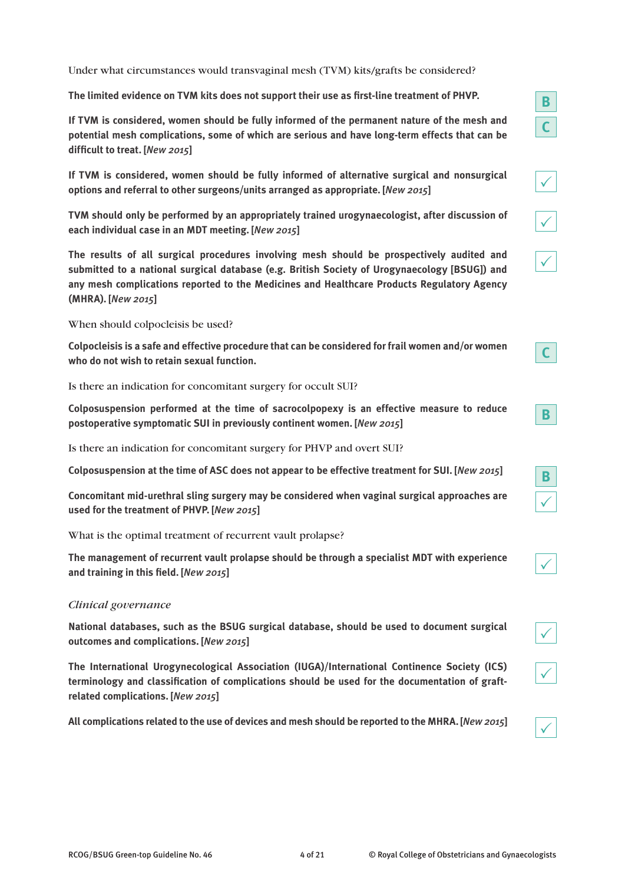Under what circumstances would transvaginal mesh (TVM) kits/grafts be considered?

**The limited evidence on TVM kits does not support their use as first-line treatment of PHVP.** B

**If TVM is considered, women should be fully informed of the permanent nature of the mesh and potential mesh complications, some of which are serious and have long-term effects that can be difficult to treat. [*New 2015*]** C

**If TVM is considered, women should be fully informed of alternative surgical and nonsurgical options and referral to other surgeons/units arranged as appropriate. [*New 2015*]** ✓

**TVM should only be performed by an appropriately trained urogynaecologist, after discussion of each individual case in an MDT meeting. [*New 2015*]** ✓

**The results of all surgical procedures involving mesh should be prospectively audited and submitted to a national surgical database (e.g. British Society of Urogynaecology [BSUG]) and any mesh complications reported to the Medicines and Healthcare Products Regulatory Agency (MHRA). [*New 2015*]** ✓

When should colpocleisis be used?

**Colpocleisis is a safe and effective procedure that can be considered for frail women and/or women who do not wish to retain sexual function.** C

Is there an indication for concomitant surgery for occult SUI?

**Colposuspension performed at the time of sacrocolpopexy is an effective measure to reduce postoperative symptomatic SUI in previously continent women. [*New 2015*]** B

Is there an indication for concomitant surgery for PHVP and overt SUI?

**Colposuspension at the time of ASC does not appear to be effective treatment for SUI. [*New 2015*]** B

**Concomitant mid-urethral sling surgery may be considered when vaginal surgical approaches are used for the treatment of PHVP. [*New 2015*]** ✓

What is the optimal treatment of recurrent vault prolapse?

**The management of recurrent vault prolapse should be through a specialist MDT with experience and training in this field. [*New 2015*]** ✓

*Clinical governance*

**National databases, such as the BSUG surgical database, should be used to document surgical outcomes and complications. [*New 2015*]** ✓

**The International Urogynecological Association (IUGA)/International Continence Society (ICS) terminology and classification of complications should be used for the documentation of graft-related complications. [*New 2015*]** ✓

**All complications related to the use of devices and mesh should be reported to the MHRA. [*New 2015*]** ✓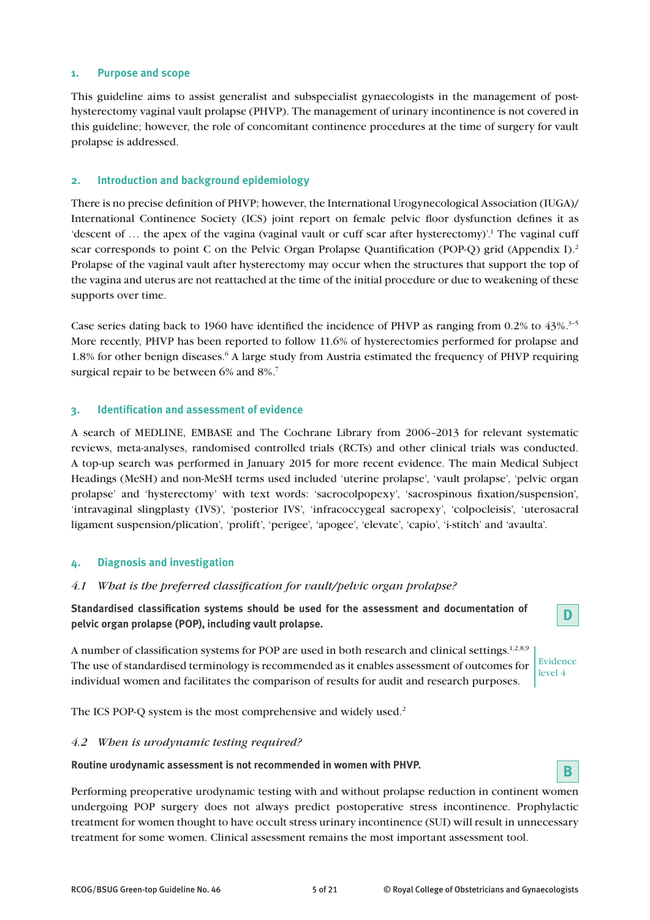## 1. Purpose and scope

This guideline aims to assist generalist and subspecialist gynaecologists in the management of post-hysterectomy vaginal vault prolapse (PHVP). The management of urinary incontinence is not covered in this guideline; however, the role of concomitant continence procedures at the time of surgery for vault prolapse is addressed.

## 2. Introduction and background epidemiology

There is no precise definition of PHVP; however, the International Urogynecological Association (IUGA)/ International Continence Society (ICS) joint report on female pelvic floor dysfunction defines it as 'descent of … the apex of the vagina (vaginal vault or cuff scar after hysterectomy)'.[1] The vaginal cuff scar corresponds to point C on the Pelvic Organ Prolapse Quantification (POP-Q) grid (Appendix I).[2] Prolapse of the vaginal vault after hysterectomy may occur when the structures that support the top of the vagina and uterus are not reattached at the time of the initial procedure or due to weakening of these supports over time.

Case series dating back to 1960 have identified the incidence of PHVP as ranging from 0.2% to 43%.[3-5] More recently, PHVP has been reported to follow 11.6% of hysterectomies performed for prolapse and 1.8% for other benign diseases.[6] A large study from Austria estimated the frequency of PHVP requiring surgical repair to be between 6% and 8%.[7]

## 3. Identification and assessment of evidence

A search of MEDLINE, EMBASE and The Cochrane Library from 2006–2013 for relevant systematic reviews, meta-analyses, randomised controlled trials (RCTs) and other clinical trials was conducted. A top-up search was performed in January 2015 for more recent evidence. The main Medical Subject Headings (MeSH) and non-MeSH terms used included 'uterine prolapse', 'vault prolapse', 'pelvic organ prolapse' and 'hysterectomy' with text words: 'sacrocolpopexy', 'sacrospinous fixation/suspension', 'intravaginal slingplasty (IVS)', 'posterior IVS', 'infracoccygeal sacropexy', 'colpocleisis', 'uterosacral ligament suspension/plication', 'prolift', 'perigee', 'apogee', 'elevate', 'capio', 'i-stitch' and 'avaulta'.

## 4. Diagnosis and investigation

### *4.1 What is the preferred classification for vault/pelvic organ prolapse?*

**Standardised classification systems should be used for the assessment and documentation of pelvic organ prolapse (POP), including vault prolapse.** **D**

A number of classification systems for POP are used in both research and clinical settings.[1,2,8,9] The use of standardised terminology is recommended as it enables assessment of outcomes for individual women and facilitates the comparison of results for audit and research purposes. *Evidence level 4*

The ICS POP-Q system is the most comprehensive and widely used.[2]

### *4.2 When is urodynamic testing required?*

**Routine urodynamic assessment is not recommended in women with PHVP.** **B**

Performing preoperative urodynamic testing with and without prolapse reduction in continent women undergoing POP surgery does not always predict postoperative stress incontinence. Prophylactic treatment for women thought to have occult stress urinary incontinence (SUI) will result in unnecessary treatment for some women. Clinical assessment remains the most important assessment tool.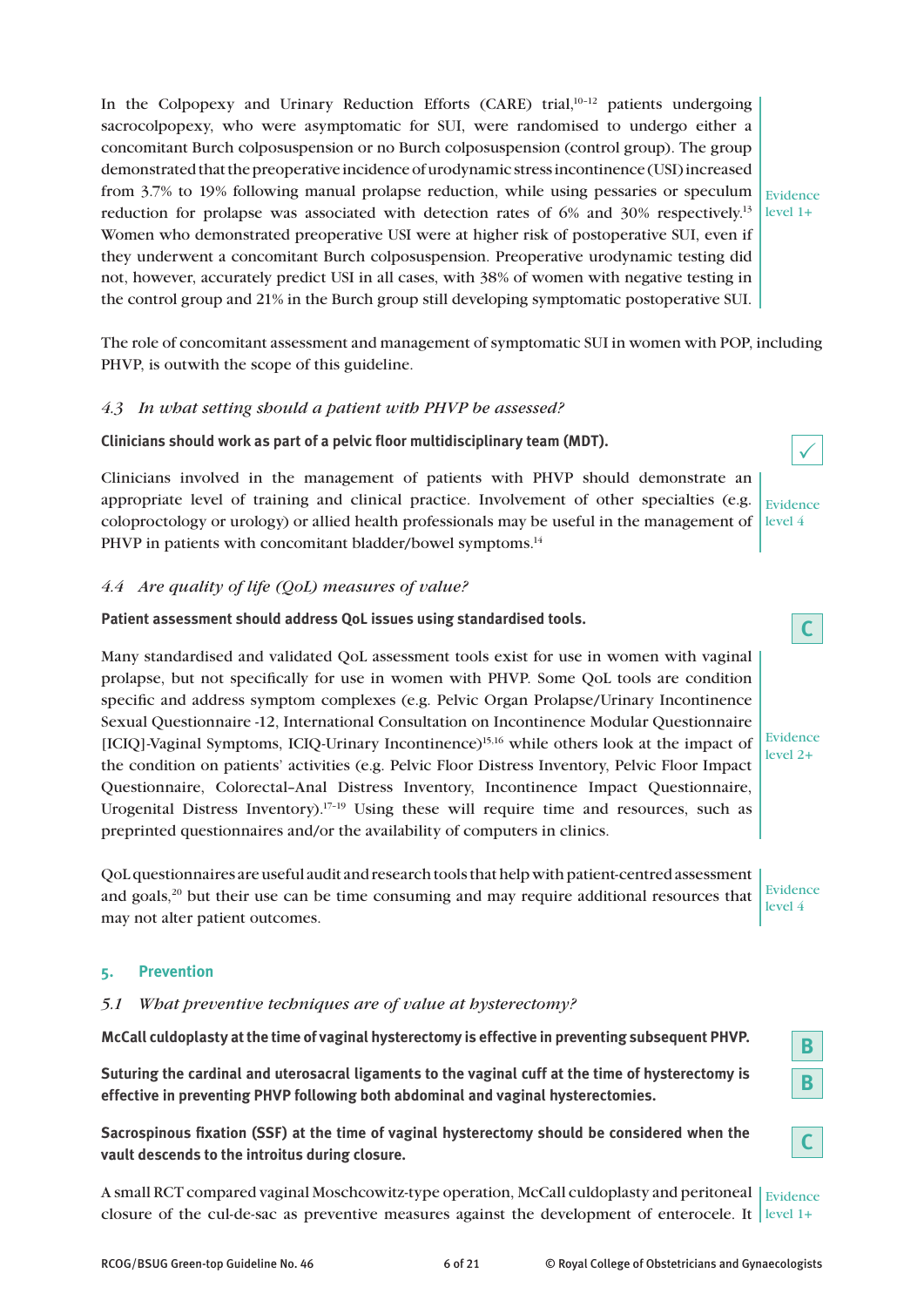In the Colpopexy and Urinary Reduction Efforts (CARE) trial,[10–12] patients undergoing sacrocolpopexy, who were asymptomatic for SUI, were randomised to undergo either a concomitant Burch colposuspension or no Burch colposuspension (control group). The group demonstrated that the preoperative incidence of urodynamic stress incontinence (USI) increased from 3.7% to 19% following manual prolapse reduction, while using pessaries or speculum reduction for prolapse was associated with detection rates of 6% and 30% respectively.[13] Women who demonstrated preoperative USI were at higher risk of postoperative SUI, even if they underwent a concomitant Burch colposuspension. Preoperative urodynamic testing did not, however, accurately predict USI in all cases, with 38% of women with negative testing in the control group and 21% in the Burch group still developing symptomatic postoperative SUI.

Evidence level 1+

The role of concomitant assessment and management of symptomatic SUI in women with POP, including PHVP, is outwith the scope of this guideline.

### *4.3 In what setting should a patient with PHVP be assessed?*

**Clinicians should work as part of a pelvic floor multidisciplinary team (MDT).** ✓

Clinicians involved in the management of patients with PHVP should demonstrate an appropriate level of training and clinical practice. Involvement of other specialties (e.g. coloproctology or urology) or allied health professionals may be useful in the management of PHVP in patients with concomitant bladder/bowel symptoms.[14]

Evidence level 4

### *4.4 Are quality of life (QoL) measures of value?*

**Patient assessment should address QoL issues using standardised tools.** C

Many standardised and validated QoL assessment tools exist for use in women with vaginal prolapse, but not specifically for use in women with PHVP. Some QoL tools are condition specific and address symptom complexes (e.g. Pelvic Organ Prolapse/Urinary Incontinence Sexual Questionnaire -12, International Consultation on Incontinence Modular Questionnaire [ICIQ]-Vaginal Symptoms, ICIQ-Urinary Incontinence)[15,16] while others look at the impact of the condition on patients' activities (e.g. Pelvic Floor Distress Inventory, Pelvic Floor Impact Questionnaire, Colorectal–Anal Distress Inventory, Incontinence Impact Questionnaire, Urogenital Distress Inventory).[17–19] Using these will require time and resources, such as preprinted questionnaires and/or the availability of computers in clinics.

Evidence level 2+

QoL questionnaires are useful audit and research tools that help with patient-centred assessment and goals,[20] but their use can be time consuming and may require additional resources that may not alter patient outcomes.

Evidence level 4

## 5. Prevention

### *5.1 What preventive techniques are of value at hysterectomy?*

**McCall culdoplasty at the time of vaginal hysterectomy is effective in preventing subsequent PHVP.** B

**Suturing the cardinal and uterosacral ligaments to the vaginal cuff at the time of hysterectomy is effective in preventing PHVP following both abdominal and vaginal hysterectomies.** B

**Sacrospinous fixation (SSF) at the time of vaginal hysterectomy should be considered when the vault descends to the introitus during closure.** C

A small RCT compared vaginal Moschcowitz-type operation, McCall culdoplasty and peritoneal closure of the cul-de-sac as preventive measures against the development of enterocele. It

Evidence level 1+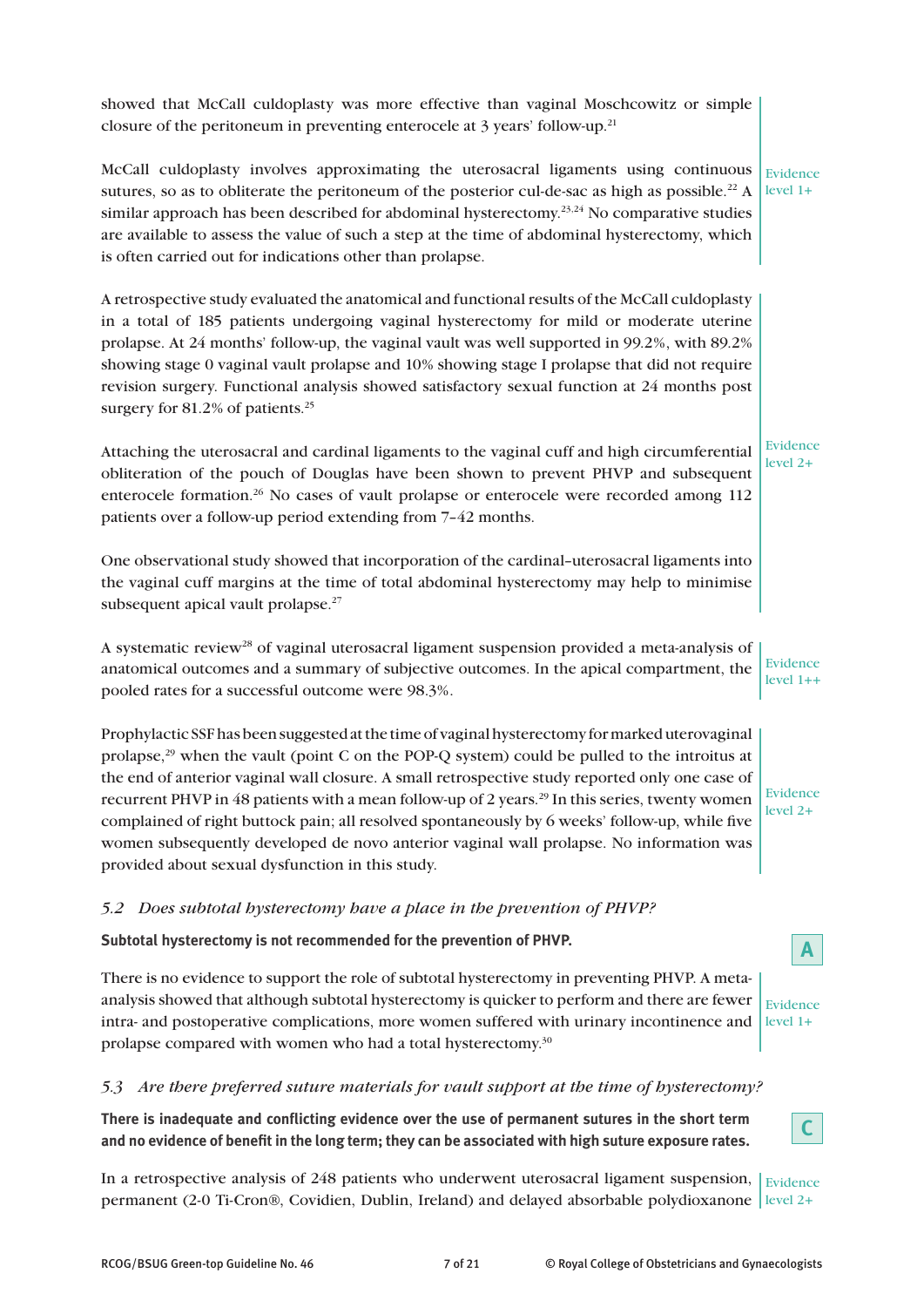showed that McCall culdoplasty was more effective than vaginal Moschcowitz or simple closure of the peritoneum in preventing enterocele at 3 years' follow-up.[21]

McCall culdoplasty involves approximating the uterosacral ligaments using continuous sutures, so as to obliterate the peritoneum of the posterior cul-de-sac as high as possible.[22] A similar approach has been described for abdominal hysterectomy.[23,24] No comparative studies are available to assess the value of such a step at the time of abdominal hysterectomy, which is often carried out for indications other than prolapse.

Evidence level 1+

A retrospective study evaluated the anatomical and functional results of the McCall culdoplasty in a total of 185 patients undergoing vaginal hysterectomy for mild or moderate uterine prolapse. At 24 months' follow-up, the vaginal vault was well supported in 99.2%, with 89.2% showing stage 0 vaginal vault prolapse and 10% showing stage I prolapse that did not require revision surgery. Functional analysis showed satisfactory sexual function at 24 months post surgery for 81.2% of patients.[25]

Attaching the uterosacral and cardinal ligaments to the vaginal cuff and high circumferential obliteration of the pouch of Douglas have been shown to prevent PHVP and subsequent enterocele formation.[26] No cases of vault prolapse or enterocele were recorded among 112 patients over a follow-up period extending from 7–42 months.

One observational study showed that incorporation of the cardinal–uterosacral ligaments into the vaginal cuff margins at the time of total abdominal hysterectomy may help to minimise subsequent apical vault prolapse.[27]

Evidence level 2+

A systematic review[28] of vaginal uterosacral ligament suspension provided a meta-analysis of anatomical outcomes and a summary of subjective outcomes. In the apical compartment, the pooled rates for a successful outcome were 98.3%.

Evidence level 1++

Prophylactic SSF has been suggested at the time of vaginal hysterectomy for marked uterovaginal prolapse,[29] when the vault (point C on the POP-Q system) could be pulled to the introitus at the end of anterior vaginal wall closure. A small retrospective study reported only one case of recurrent PHVP in 48 patients with a mean follow-up of 2 years.[29] In this series, twenty women complained of right buttock pain; all resolved spontaneously by 6 weeks' follow-up, while five women subsequently developed de novo anterior vaginal wall prolapse. No information was provided about sexual dysfunction in this study.

Evidence level 2+

### *5.2 Does subtotal hysterectomy have a place in the prevention of PHVP?*

**Subtotal hysterectomy is not recommended for the prevention of PHVP.**

**A**

There is no evidence to support the role of subtotal hysterectomy in preventing PHVP. A meta-analysis showed that although subtotal hysterectomy is quicker to perform and there are fewer intra- and postoperative complications, more women suffered with urinary incontinence and prolapse compared with women who had a total hysterectomy.[30]

Evidence level 1+

### *5.3 Are there preferred suture materials for vault support at the time of hysterectomy?*

**There is inadequate and conflicting evidence over the use of permanent sutures in the short term and no evidence of benefit in the long term; they can be associated with high suture exposure rates.**

**C**

In a retrospective analysis of 248 patients who underwent uterosacral ligament suspension, permanent (2-0 Ti-Cron®, Covidien, Dublin, Ireland) and delayed absorbable polydioxanone

Evidence level 2+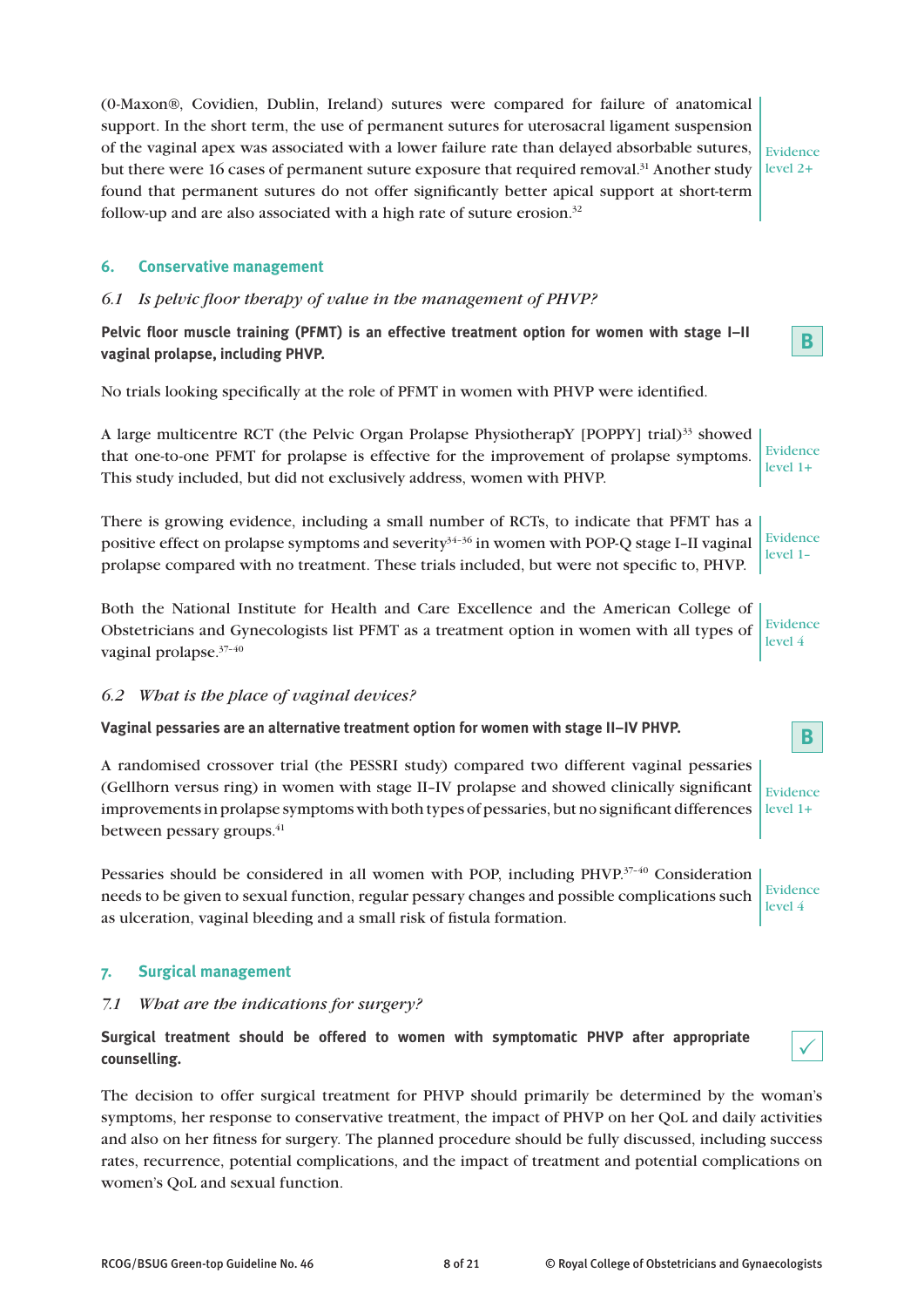(0-Maxon®, Covidien, Dublin, Ireland) sutures were compared for failure of anatomical support. In the short term, the use of permanent sutures for uterosacral ligament suspension of the vaginal apex was associated with a lower failure rate than delayed absorbable sutures, but there were 16 cases of permanent suture exposure that required removal.[31] Another study found that permanent sutures do not offer significantly better apical support at short-term follow-up and are also associated with a high rate of suture erosion.[32]

Evidence level 2+

## 6. Conservative management

### *6.1 Is pelvic floor therapy of value in the management of PHVP?*

**Pelvic floor muscle training (PFMT) is an effective treatment option for women with stage I–II vaginal prolapse, including PHVP.**

**B**

No trials looking specifically at the role of PFMT in women with PHVP were identified.

A large multicentre RCT (the Pelvic Organ Prolapse PhysiotherapY [POPPY] trial)[33] showed that one-to-one PFMT for prolapse is effective for the improvement of prolapse symptoms. This study included, but did not exclusively address, women with PHVP.

Evidence level 1+

There is growing evidence, including a small number of RCTs, to indicate that PFMT has a positive effect on prolapse symptoms and severity[34–36] in women with POP-Q stage I–II vaginal prolapse compared with no treatment. These trials included, but were not specific to, PHVP.

Evidence level 1–

Both the National Institute for Health and Care Excellence and the American College of Obstetricians and Gynecologists list PFMT as a treatment option in women with all types of vaginal prolapse.[37–40]

Evidence level 4

### *6.2 What is the place of vaginal devices?*

**Vaginal pessaries are an alternative treatment option for women with stage II–IV PHVP.**

**B**

A randomised crossover trial (the PESSRI study) compared two different vaginal pessaries (Gellhorn versus ring) in women with stage II–IV prolapse and showed clinically significant improvements in prolapse symptoms with both types of pessaries, but no significant differences between pessary groups.[41]

Evidence level 1+

Pessaries should be considered in all women with POP, including PHVP.[37–40] Consideration needs to be given to sexual function, regular pessary changes and possible complications such as ulceration, vaginal bleeding and a small risk of fistula formation.

Evidence level 4

## 7. Surgical management

### *7.1 What are the indications for surgery?*

**Surgical treatment should be offered to women with symptomatic PHVP after appropriate counselling.**

✓

The decision to offer surgical treatment for PHVP should primarily be determined by the woman's symptoms, her response to conservative treatment, the impact of PHVP on her QoL and daily activities and also on her fitness for surgery. The planned procedure should be fully discussed, including success rates, recurrence, potential complications, and the impact of treatment and potential complications on women's QoL and sexual function.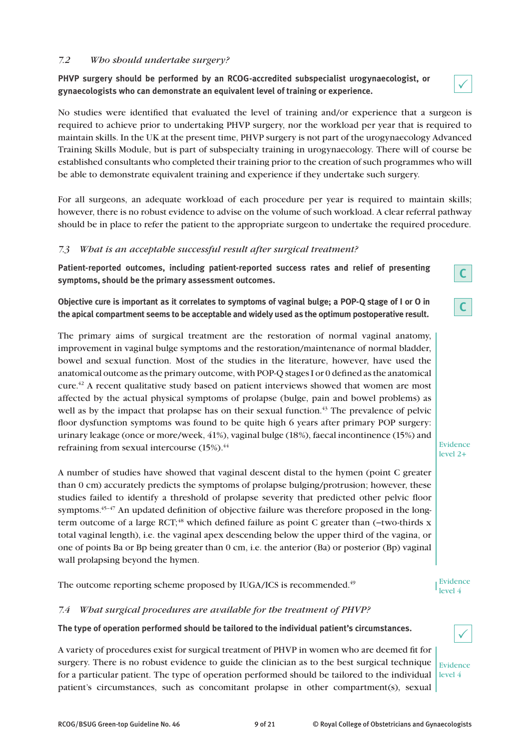### 7.2 *Who should undertake surgery?*

**PHVP surgery should be performed by an RCOG-accredited subspecialist urogynaecologist, or gynaecologists who can demonstrate an equivalent level of training or experience.** ✓

No studies were identified that evaluated the level of training and/or experience that a surgeon is required to achieve prior to undertaking PHVP surgery, nor the workload per year that is required to maintain skills. In the UK at the present time, PHVP surgery is not part of the urogynaecology Advanced Training Skills Module, but is part of subspecialty training in urogynaecology. There will of course be established consultants who completed their training prior to the creation of such programmes who will be able to demonstrate equivalent training and experience if they undertake such surgery.

For all surgeons, an adequate workload of each procedure per year is required to maintain skills; however, there is no robust evidence to advise on the volume of such workload. A clear referral pathway should be in place to refer the patient to the appropriate surgeon to undertake the required procedure.

### 7.3 *What is an acceptable successful result after surgical treatment?*

**Patient-reported outcomes, including patient-reported success rates and relief of presenting symptoms, should be the primary assessment outcomes.** C

**Objective cure is important as it correlates to symptoms of vaginal bulge; a POP-Q stage of I or O in the apical compartment seems to be acceptable and widely used as the optimum postoperative result.** C

The primary aims of surgical treatment are the restoration of normal vaginal anatomy, improvement in vaginal bulge symptoms and the restoration/maintenance of normal bladder, bowel and sexual function. Most of the studies in the literature, however, have used the anatomical outcome as the primary outcome, with POP-Q stages I or 0 defined as the anatomical cure.[42] A recent qualitative study based on patient interviews showed that women are most affected by the actual physical symptoms of prolapse (bulge, pain and bowel problems) as well as by the impact that prolapse has on their sexual function.[43] The prevalence of pelvic floor dysfunction symptoms was found to be quite high 6 years after primary POP surgery: urinary leakage (once or more/week, 41%), vaginal bulge (18%), faecal incontinence (15%) and refraining from sexual intercourse (15%).[44]

Evidence level 2+

A number of studies have showed that vaginal descent distal to the hymen (point C greater than 0 cm) accurately predicts the symptoms of prolapse bulging/protrusion; however, these studies failed to identify a threshold of prolapse severity that predicted other pelvic floor symptoms.[45–47] An updated definition of objective failure was therefore proposed in the long-term outcome of a large RCT;[48] which defined failure as point C greater than (–two-thirds x total vaginal length), i.e. the vaginal apex descending below the upper third of the vagina, or one of points Ba or Bp being greater than 0 cm, i.e. the anterior (Ba) or posterior (Bp) vaginal wall prolapsing beyond the hymen.

The outcome reporting scheme proposed by IUGA/ICS is recommended.[49]

Evidence level 4

### 7.4 *What surgical procedures are available for the treatment of PHVP?*

**The type of operation performed should be tailored to the individual patient's circumstances.** ✓

A variety of procedures exist for surgical treatment of PHVP in women who are deemed fit for surgery. There is no robust evidence to guide the clinician as to the best surgical technique for a particular patient. The type of operation performed should be tailored to the individual patient's circumstances, such as concomitant prolapse in other compartment(s), sexual

Evidence level 4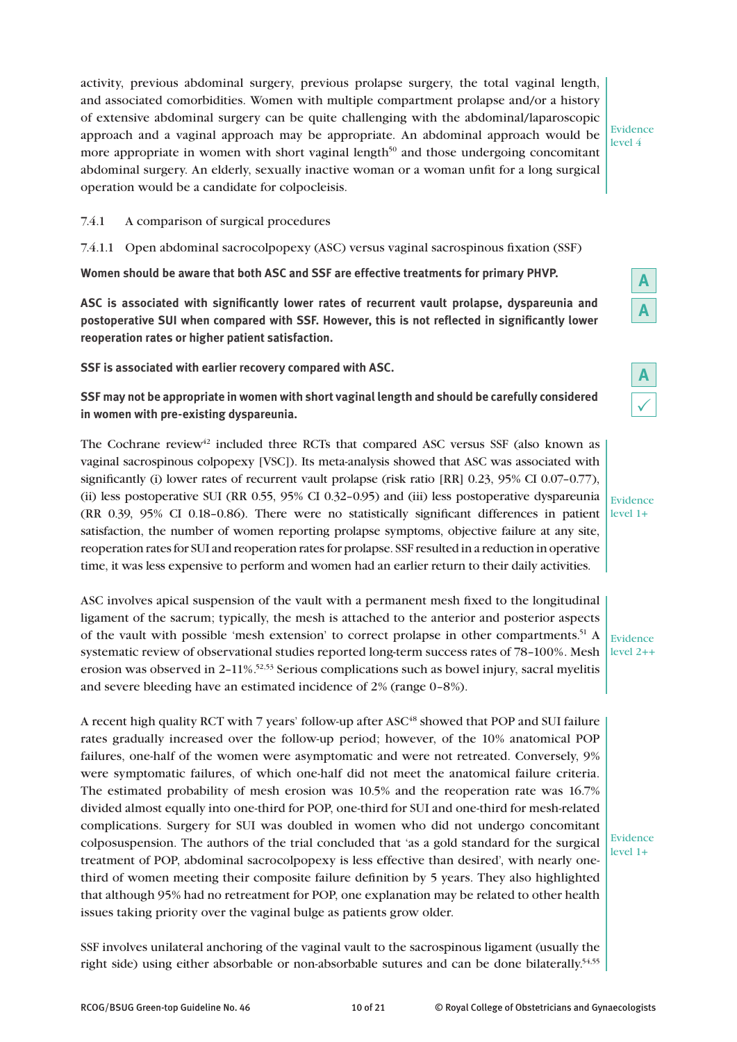activity, previous abdominal surgery, previous prolapse surgery, the total vaginal length, and associated comorbidities. Women with multiple compartment prolapse and/or a history of extensive abdominal surgery can be quite challenging with the abdominal/laparoscopic approach and a vaginal approach may be appropriate. An abdominal approach would be more appropriate in women with short vaginal length[50] and those undergoing concomitant abdominal surgery. An elderly, sexually inactive woman or a woman unfit for a long surgical operation would be a candidate for colpocleisis.

Evidence level 4

#### 7.4.1 A comparison of surgical procedures

##### 7.4.1.1 Open abdominal sacrocolpopexy (ASC) versus vaginal sacrospinous fixation (SSF)

**Women should be aware that both ASC and SSF are effective treatments for primary PHVP.** — A

**ASC is associated with significantly lower rates of recurrent vault prolapse, dyspareunia and postoperative SUI when compared with SSF. However, this is not reflected in significantly lower reoperation rates or higher patient satisfaction.** — A

**SSF is associated with earlier recovery compared with ASC.** — A

**SSF may not be appropriate in women with short vaginal length and should be carefully considered in women with pre-existing dyspareunia.** — ✓

The Cochrane review[42] included three RCTs that compared ASC versus SSF (also known as vaginal sacrospinous colpopexy [VSC]). Its meta-analysis showed that ASC was associated with significantly (i) lower rates of recurrent vault prolapse (risk ratio [RR] 0.23, 95% CI 0.07–0.77), (ii) less postoperative SUI (RR 0.55, 95% CI 0.32–0.95) and (iii) less postoperative dyspareunia (RR 0.39, 95% CI 0.18–0.86). There were no statistically significant differences in patient satisfaction, the number of women reporting prolapse symptoms, objective failure at any site, reoperation rates for SUI and reoperation rates for prolapse. SSF resulted in a reduction in operative time, it was less expensive to perform and women had an earlier return to their daily activities.

Evidence level 1+

ASC involves apical suspension of the vault with a permanent mesh fixed to the longitudinal ligament of the sacrum; typically, the mesh is attached to the anterior and posterior aspects of the vault with possible 'mesh extension' to correct prolapse in other compartments.[51] A systematic review of observational studies reported long-term success rates of 78–100%. Mesh erosion was observed in 2–11%.[52,53] Serious complications such as bowel injury, sacral myelitis and severe bleeding have an estimated incidence of 2% (range 0–8%).

Evidence level 2++

A recent high quality RCT with 7 years' follow-up after ASC[48] showed that POP and SUI failure rates gradually increased over the follow-up period; however, of the 10% anatomical POP failures, one-half of the women were asymptomatic and were not retreated. Conversely, 9% were symptomatic failures, of which one-half did not meet the anatomical failure criteria. The estimated probability of mesh erosion was 10.5% and the reoperation rate was 16.7% divided almost equally into one-third for POP, one-third for SUI and one-third for mesh-related complications. Surgery for SUI was doubled in women who did not undergo concomitant colposuspension. The authors of the trial concluded that 'as a gold standard for the surgical treatment of POP, abdominal sacrocolpopexy is less effective than desired', with nearly one-third of women meeting their composite failure definition by 5 years. They also highlighted that although 95% had no retreatment for POP, one explanation may be related to other health issues taking priority over the vaginal bulge as patients grow older.

Evidence level 1+

SSF involves unilateral anchoring of the vaginal vault to the sacrospinous ligament (usually the right side) using either absorbable or non-absorbable sutures and can be done bilaterally.[54,55]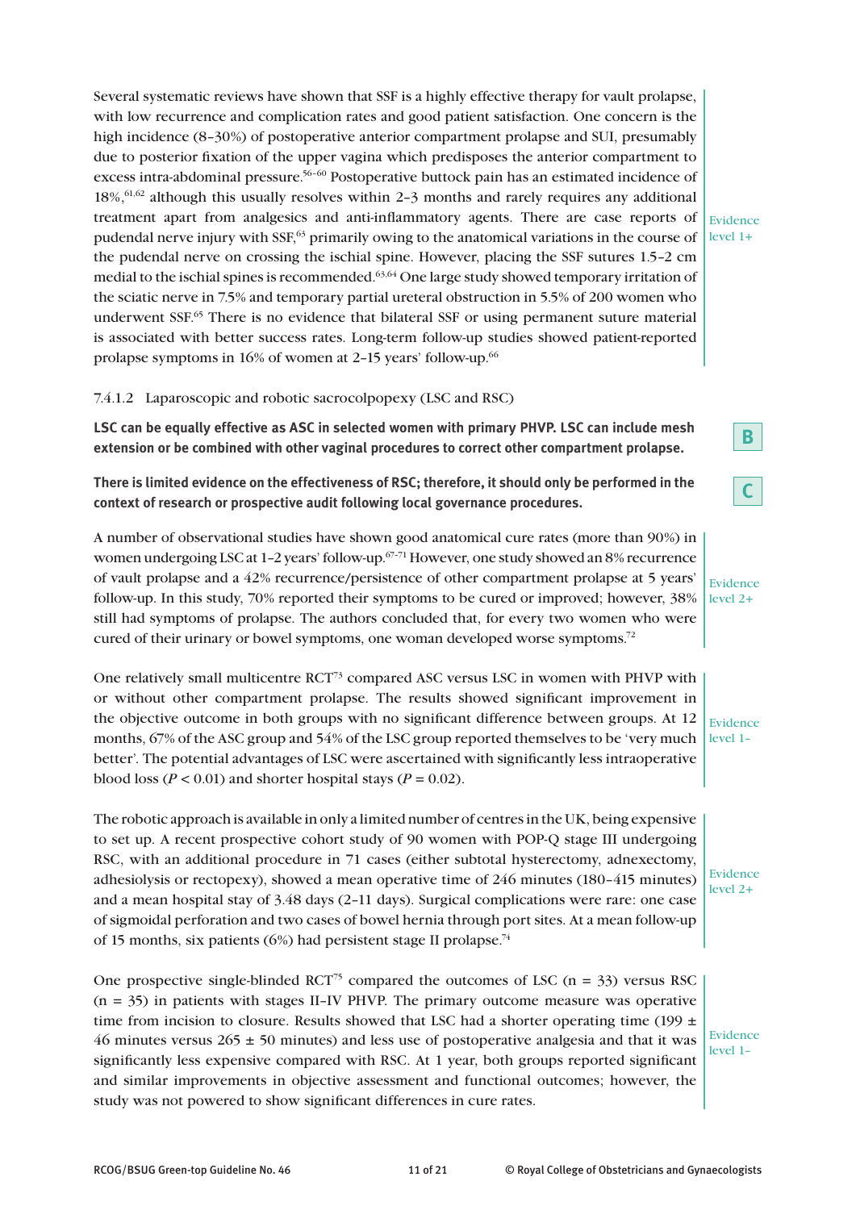Several systematic reviews have shown that SSF is a highly effective therapy for vault prolapse, with low recurrence and complication rates and good patient satisfaction. One concern is the high incidence (8–30%) of postoperative anterior compartment prolapse and SUI, presumably due to posterior fixation of the upper vagina which predisposes the anterior compartment to excess intra-abdominal pressure.[56–60] Postoperative buttock pain has an estimated incidence of 18%,[61,62] although this usually resolves within 2–3 months and rarely requires any additional treatment apart from analgesics and anti-inflammatory agents. There are case reports of pudendal nerve injury with SSF,[63] primarily owing to the anatomical variations in the course of the pudendal nerve on crossing the ischial spine. However, placing the SSF sutures 1.5–2 cm medial to the ischial spines is recommended.[63,64] One large study showed temporary irritation of the sciatic nerve in 7.5% and temporary partial ureteral obstruction in 5.5% of 200 women who underwent SSF.[65] There is no evidence that bilateral SSF or using permanent suture material is associated with better success rates. Long-term follow-up studies showed patient-reported prolapse symptoms in 16% of women at 2–15 years' follow-up.[66]

Evidence level 1+

7.4.1.2 Laparoscopic and robotic sacrocolpopexy (LSC and RSC)

**LSC can be equally effective as ASC in selected women with primary PHVP. LSC can include mesh extension or be combined with other vaginal procedures to correct other compartment prolapse.**

**B**

**There is limited evidence on the effectiveness of RSC; therefore, it should only be performed in the context of research or prospective audit following local governance procedures.**

**C**

A number of observational studies have shown good anatomical cure rates (more than 90%) in women undergoing LSC at 1–2 years' follow-up.[67–71] However, one study showed an 8% recurrence of vault prolapse and a 42% recurrence/persistence of other compartment prolapse at 5 years' follow-up. In this study, 70% reported their symptoms to be cured or improved; however, 38% still had symptoms of prolapse. The authors concluded that, for every two women who were cured of their urinary or bowel symptoms, one woman developed worse symptoms.[72]

Evidence level 2+

One relatively small multicentre RCT[73] compared ASC versus LSC in women with PHVP with or without other compartment prolapse. The results showed significant improvement in the objective outcome in both groups with no significant difference between groups. At 12 months, 67% of the ASC group and 54% of the LSC group reported themselves to be 'very much better'. The potential advantages of LSC were ascertained with significantly less intraoperative blood loss ($P < 0.01$) and shorter hospital stays ($P = 0.02$).

Evidence level 1–

The robotic approach is available in only a limited number of centres in the UK, being expensive to set up. A recent prospective cohort study of 90 women with POP-Q stage III undergoing RSC, with an additional procedure in 71 cases (either subtotal hysterectomy, adnexectomy, adhesiolysis or rectopexy), showed a mean operative time of 246 minutes (180–415 minutes) and a mean hospital stay of 3.48 days (2–11 days). Surgical complications were rare: one case of sigmoidal perforation and two cases of bowel hernia through port sites. At a mean follow-up of 15 months, six patients (6%) had persistent stage II prolapse.[74]

Evidence level 2+

One prospective single-blinded RCT[75] compared the outcomes of LSC (n = 33) versus RSC (n = 35) in patients with stages II–IV PHVP. The primary outcome measure was operative time from incision to closure. Results showed that LSC had a shorter operating time (199 ± 46 minutes versus 265 ± 50 minutes) and less use of postoperative analgesia and that it was significantly less expensive compared with RSC. At 1 year, both groups reported significant and similar improvements in objective assessment and functional outcomes; however, the study was not powered to show significant differences in cure rates.

Evidence level 1–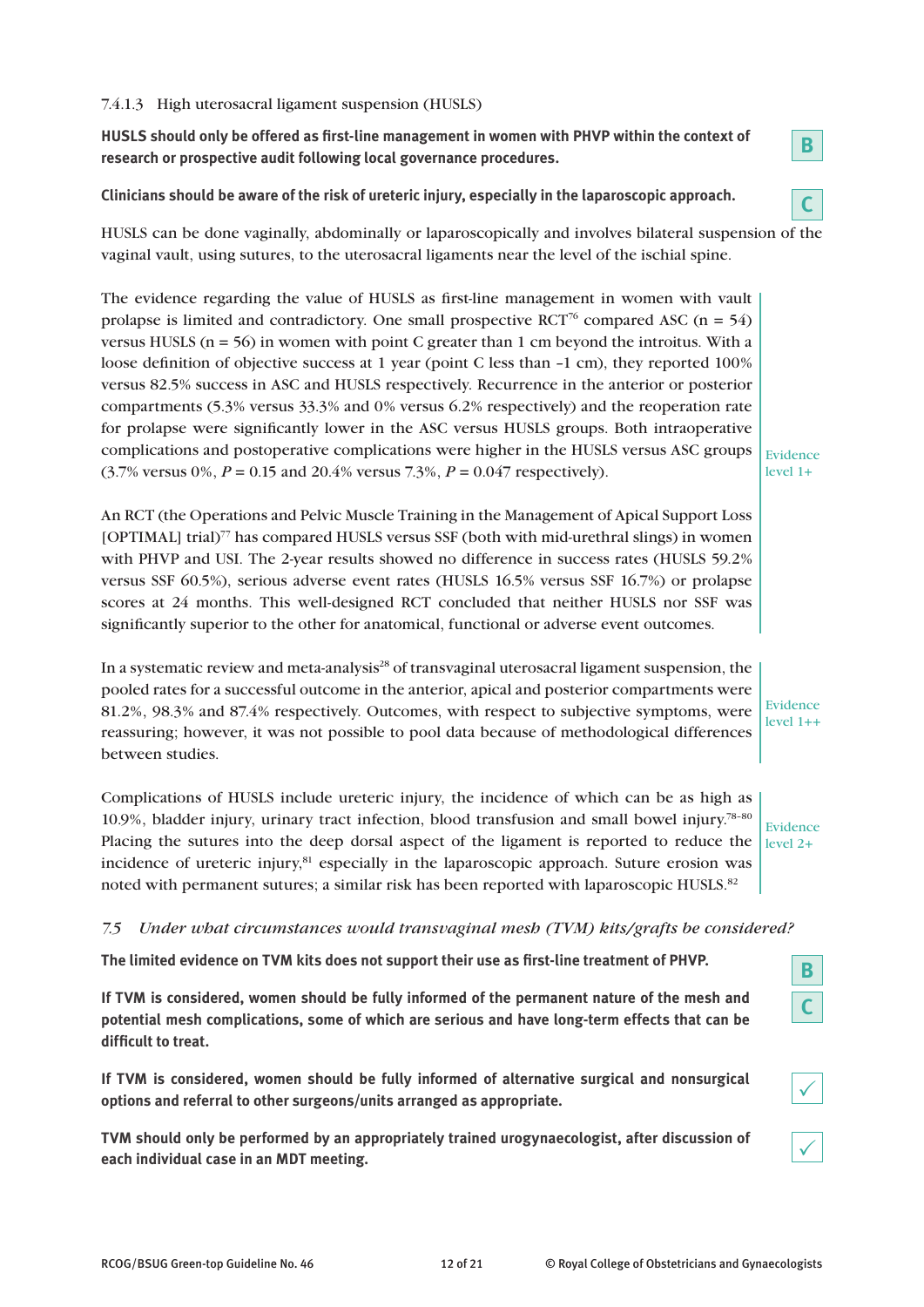### 7.4.1.3 High uterosacral ligament suspension (HUSLS)

**HUSLS should only be offered as first-line management in women with PHVP within the context of research or prospective audit following local governance procedures.** **B**

**Clinicians should be aware of the risk of ureteric injury, especially in the laparoscopic approach.** **C**

HUSLS can be done vaginally, abdominally or laparoscopically and involves bilateral suspension of the vaginal vault, using sutures, to the uterosacral ligaments near the level of the ischial spine.

The evidence regarding the value of HUSLS as first-line management in women with vault prolapse is limited and contradictory. One small prospective RCT[76] compared ASC (n = 54) versus HUSLS (n = 56) in women with point C greater than 1 cm beyond the introitus. With a loose definition of objective success at 1 year (point C less than –1 cm), they reported 100% versus 82.5% success in ASC and HUSLS respectively. Recurrence in the anterior or posterior compartments (5.3% versus 33.3% and 0% versus 6.2% respectively) and the reoperation rate for prolapse were significantly lower in the ASC versus HUSLS groups. Both intraoperative complications and postoperative complications were higher in the HUSLS versus ASC groups (3.7% versus 0%, $P = 0.15$ and 20.4% versus 7.3%, $P = 0.047$ respectively).

An RCT (the Operations and Pelvic Muscle Training in the Management of Apical Support Loss [OPTIMAL] trial)[77] has compared HUSLS versus SSF (both with mid-urethral slings) in women with PHVP and USI. The 2-year results showed no difference in success rates (HUSLS 59.2% versus SSF 60.5%), serious adverse event rates (HUSLS 16.5% versus SSF 16.7%) or prolapse scores at 24 months. This well-designed RCT concluded that neither HUSLS nor SSF was significantly superior to the other for anatomical, functional or adverse event outcomes.

Evidence level 1+

In a systematic review and meta-analysis[28] of transvaginal uterosacral ligament suspension, the pooled rates for a successful outcome in the anterior, apical and posterior compartments were 81.2%, 98.3% and 87.4% respectively. Outcomes, with respect to subjective symptoms, were reassuring; however, it was not possible to pool data because of methodological differences between studies.

Evidence level 1++

Complications of HUSLS include ureteric injury, the incidence of which can be as high as 10.9%, bladder injury, urinary tract infection, blood transfusion and small bowel injury.[78–80] Placing the sutures into the deep dorsal aspect of the ligament is reported to reduce the incidence of ureteric injury,[81] especially in the laparoscopic approach. Suture erosion was noted with permanent sutures; a similar risk has been reported with laparoscopic HUSLS.[82]

Evidence level 2+

## *7.5 Under what circumstances would transvaginal mesh (TVM) kits/grafts be considered?*

**The limited evidence on TVM kits does not support their use as first-line treatment of PHVP.** **B**

**If TVM is considered, women should be fully informed of the permanent nature of the mesh and potential mesh complications, some of which are serious and have long-term effects that can be difficult to treat.** **C**

**If TVM is considered, women should be fully informed of alternative surgical and nonsurgical options and referral to other surgeons/units arranged as appropriate.** ✓

**TVM should only be performed by an appropriately trained urogynaecologist, after discussion of each individual case in an MDT meeting.** ✓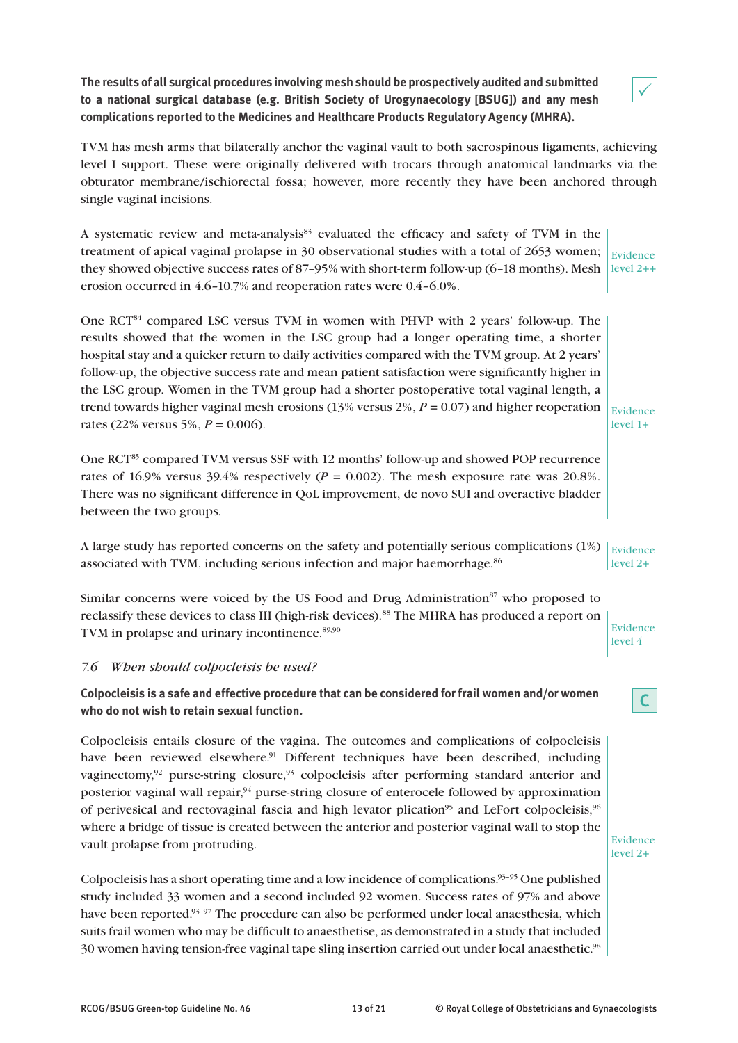**The results of all surgical procedures involving mesh should be prospectively audited and submitted to a national surgical database (e.g. British Society of Urogynaecology [BSUG]) and any mesh complications reported to the Medicines and Healthcare Products Regulatory Agency (MHRA).** ✓

TVM has mesh arms that bilaterally anchor the vaginal vault to both sacrospinous ligaments, achieving level I support. These were originally delivered with trocars through anatomical landmarks via the obturator membrane/ischiorectal fossa; however, more recently they have been anchored through single vaginal incisions.

A systematic review and meta-analysis[83] evaluated the efficacy and safety of TVM in the treatment of apical vaginal prolapse in 30 observational studies with a total of 2653 women; they showed objective success rates of 87–95% with short-term follow-up (6–18 months). Mesh erosion occurred in 4.6–10.7% and reoperation rates were 0.4–6.0%.

Evidence level 2++

One RCT[84] compared LSC versus TVM in women with PHVP with 2 years' follow-up. The results showed that the women in the LSC group had a longer operating time, a shorter hospital stay and a quicker return to daily activities compared with the TVM group. At 2 years' follow-up, the objective success rate and mean patient satisfaction were significantly higher in the LSC group. Women in the TVM group had a shorter postoperative total vaginal length, a trend towards higher vaginal mesh erosions (13% versus 2%, $P = 0.07$) and higher reoperation rates (22% versus 5%, $P = 0.006$).

One RCT[85] compared TVM versus SSF with 12 months' follow-up and showed POP recurrence rates of 16.9% versus 39.4% respectively ($P = 0.002$). The mesh exposure rate was 20.8%. There was no significant difference in QoL improvement, de novo SUI and overactive bladder between the two groups.

Evidence level 1+

A large study has reported concerns on the safety and potentially serious complications (1%) associated with TVM, including serious infection and major haemorrhage.[86]

Evidence level 2+

Similar concerns were voiced by the US Food and Drug Administration[87] who proposed to reclassify these devices to class III (high-risk devices).[88] The MHRA has produced a report on TVM in prolapse and urinary incontinence.[89,90]

Evidence level 4

### 7.6 *When should colpocleisis be used?*

**Colpocleisis is a safe and effective procedure that can be considered for frail women and/or women who do not wish to retain sexual function.** C

Colpocleisis entails closure of the vagina. The outcomes and complications of colpocleisis have been reviewed elsewhere.[91] Different techniques have been described, including vaginectomy,[92] purse-string closure,[93] colpocleisis after performing standard anterior and posterior vaginal wall repair,[94] purse-string closure of enterocele followed by approximation of perivesical and rectovaginal fascia and high levator plication[95] and LeFort colpocleisis,[96] where a bridge of tissue is created between the anterior and posterior vaginal wall to stop the vault prolapse from protruding.

Colpocleisis has a short operating time and a low incidence of complications.[93–95] One published study included 33 women and a second included 92 women. Success rates of 97% and above have been reported.[93–97] The procedure can also be performed under local anaesthesia, which suits frail women who may be difficult to anaesthetise, as demonstrated in a study that included 30 women having tension-free vaginal tape sling insertion carried out under local anaesthetic.[98]

Evidence level 2+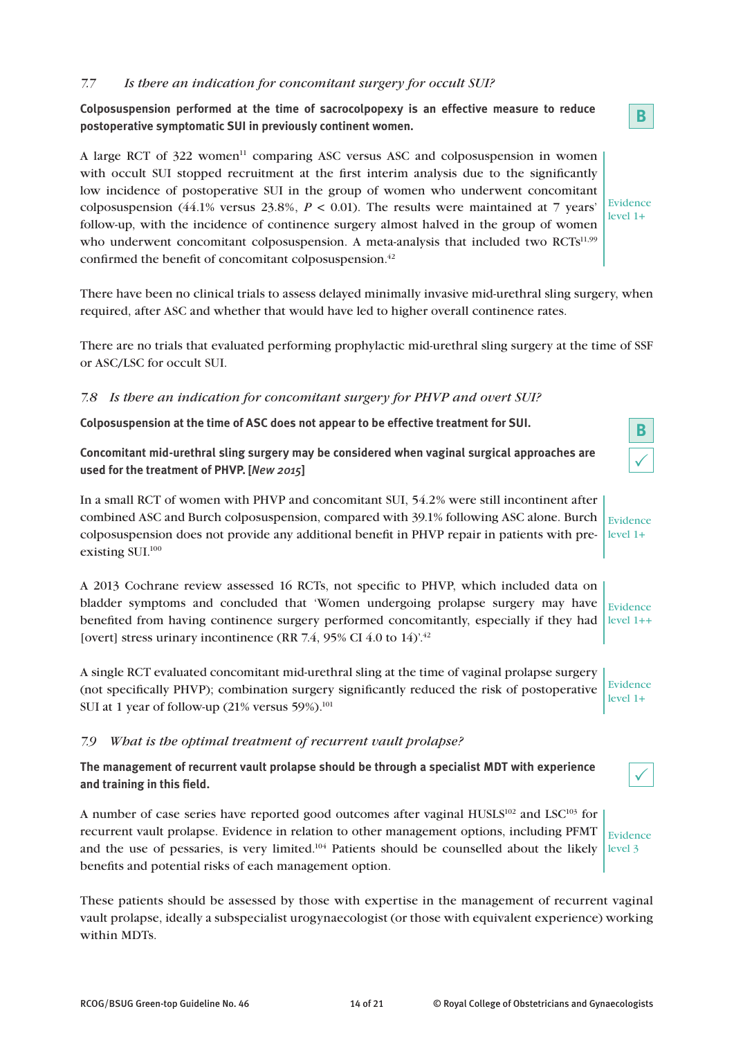### 7.7 *Is there an indication for concomitant surgery for occult SUI?*

**Colposuspension performed at the time of sacrocolpopexy is an effective measure to reduce postoperative symptomatic SUI in previously continent women.**

**B**

A large RCT of 322 women[11] comparing ASC versus ASC and colposuspension in women with occult SUI stopped recruitment at the first interim analysis due to the significantly low incidence of postoperative SUI in the group of women who underwent concomitant colposuspension (44.1% versus 23.8%, $P < 0.01$). The results were maintained at 7 years' follow-up, with the incidence of continence surgery almost halved in the group of women who underwent concomitant colposuspension. A meta-analysis that included two RCTs[11,99] confirmed the benefit of concomitant colposuspension.[42]

Evidence level 1+

There have been no clinical trials to assess delayed minimally invasive mid-urethral sling surgery, when required, after ASC and whether that would have led to higher overall continence rates.

There are no trials that evaluated performing prophylactic mid-urethral sling surgery at the time of SSF or ASC/LSC for occult SUI.

### 7.8 *Is there an indication for concomitant surgery for PHVP and overt SUI?*

**Colposuspension at the time of ASC does not appear to be effective treatment for SUI.**

**B**

**Concomitant mid-urethral sling surgery may be considered when vaginal surgical approaches are used for the treatment of PHVP. [*New 2015*]**

✓

In a small RCT of women with PHVP and concomitant SUI, 54.2% were still incontinent after combined ASC and Burch colposuspension, compared with 39.1% following ASC alone. Burch colposuspension does not provide any additional benefit in PHVP repair in patients with pre-existing SUI.[100]

Evidence level 1+

A 2013 Cochrane review assessed 16 RCTs, not specific to PHVP, which included data on bladder symptoms and concluded that 'Women undergoing prolapse surgery may have benefited from having continence surgery performed concomitantly, especially if they had [overt] stress urinary incontinence (RR 7.4, 95% CI 4.0 to 14)'.[42]

Evidence level 1++

A single RCT evaluated concomitant mid-urethral sling at the time of vaginal prolapse surgery (not specifically PHVP); combination surgery significantly reduced the risk of postoperative SUI at 1 year of follow-up (21% versus 59%).[101]

Evidence level 1+

### 7.9 *What is the optimal treatment of recurrent vault prolapse?*

**The management of recurrent vault prolapse should be through a specialist MDT with experience and training in this field.**

✓

A number of case series have reported good outcomes after vaginal HUSLS[102] and LSC[103] for recurrent vault prolapse. Evidence in relation to other management options, including PFMT and the use of pessaries, is very limited.[104] Patients should be counselled about the likely benefits and potential risks of each management option.

Evidence level 3

These patients should be assessed by those with expertise in the management of recurrent vaginal vault prolapse, ideally a subspecialist urogynaecologist (or those with equivalent experience) working within MDTs.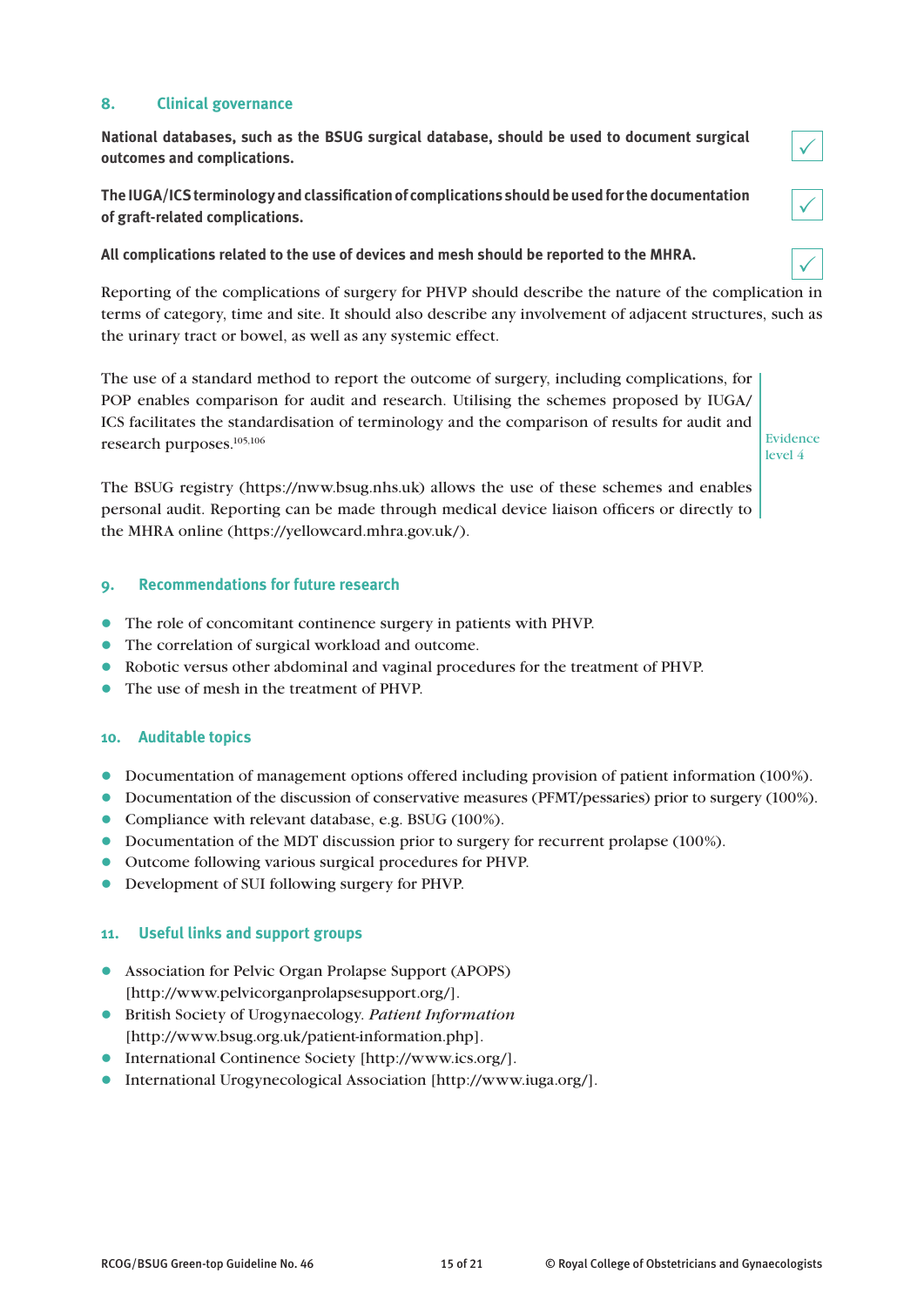## 8. Clinical governance

**National databases, such as the BSUG surgical database, should be used to document surgical outcomes and complications.** ✓

**The IUGA/ICS terminology and classification of complications should be used for the documentation of graft-related complications.** ✓

**All complications related to the use of devices and mesh should be reported to the MHRA.** ✓

Reporting of the complications of surgery for PHVP should describe the nature of the complication in terms of category, time and site. It should also describe any involvement of adjacent structures, such as the urinary tract or bowel, as well as any systemic effect.

The use of a standard method to report the outcome of surgery, including complications, for POP enables comparison for audit and research. Utilising the schemes proposed by IUGA/ICS facilitates the standardisation of terminology and the comparison of results for audit and research purposes.[105,106]

The BSUG registry (https://nww.bsug.nhs.uk) allows the use of these schemes and enables personal audit. Reporting can be made through medical device liaison officers or directly to the MHRA online (https://yellowcard.mhra.gov.uk/).

Evidence level 4

## 9. Recommendations for future research

- The role of concomitant continence surgery in patients with PHVP.
- The correlation of surgical workload and outcome.
- Robotic versus other abdominal and vaginal procedures for the treatment of PHVP.
- The use of mesh in the treatment of PHVP.

## 10. Auditable topics

- Documentation of management options offered including provision of patient information (100%).
- Documentation of the discussion of conservative measures (PFMT/pessaries) prior to surgery (100%).
- Compliance with relevant database, e.g. BSUG (100%).
- Documentation of the MDT discussion prior to surgery for recurrent prolapse (100%).
- Outcome following various surgical procedures for PHVP.
- Development of SUI following surgery for PHVP.

## 11. Useful links and support groups

- Association for Pelvic Organ Prolapse Support (APOPS) [http://www.pelvicorganprolapsesupport.org/].
- British Society of Urogynaecology. *Patient Information* [http://www.bsug.org.uk/patient-information.php].
- International Continence Society [http://www.ics.org/].
- International Urogynecological Association [http://www.iuga.org/].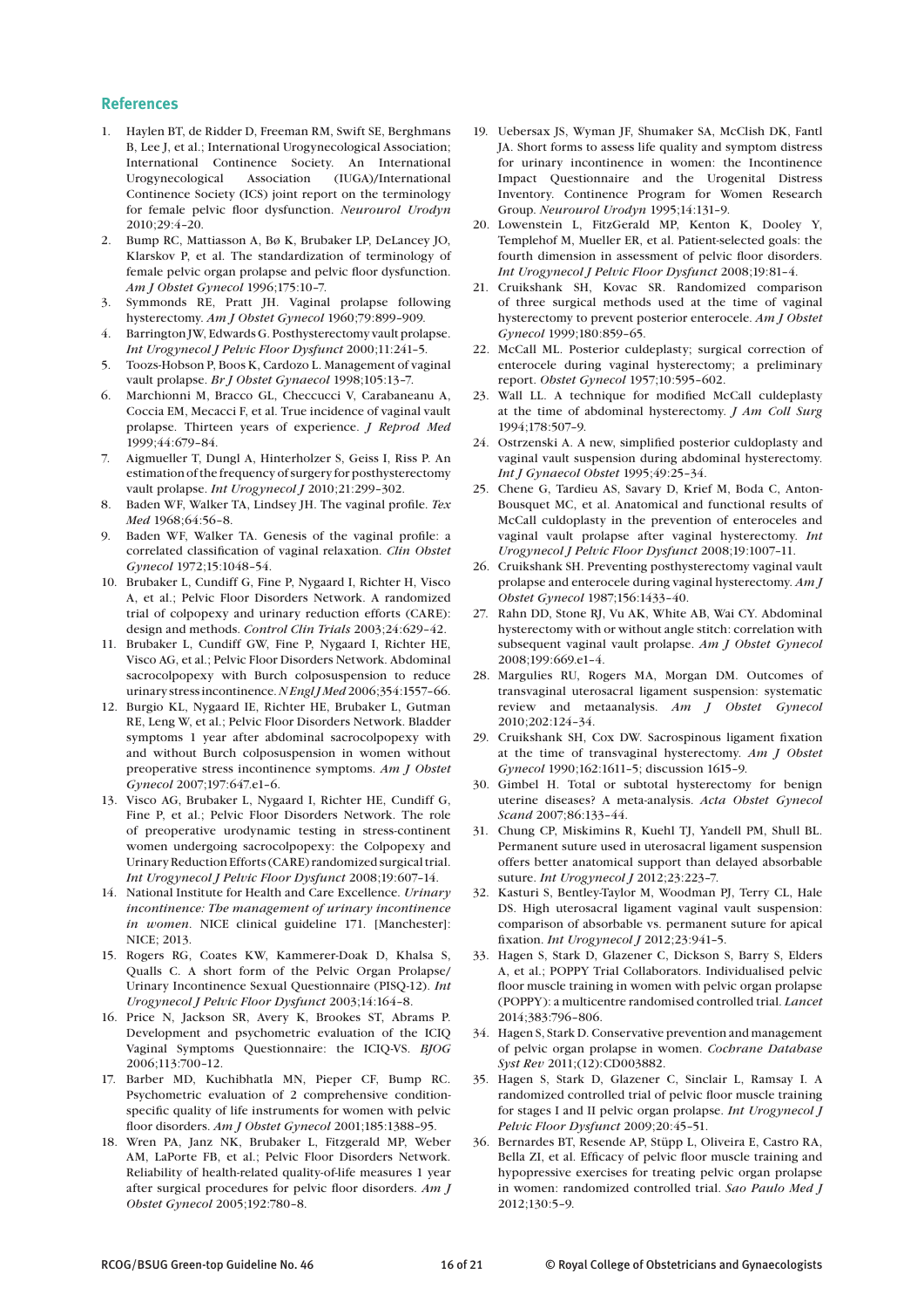## References

1. Haylen BT, de Ridder D, Freeman RM, Swift SE, Berghmans B, Lee J, et al.; International Urogynecological Association; International Continence Society. An International Urogynecological Association (IUGA)/International Continence Society (ICS) joint report on the terminology for female pelvic floor dysfunction. *Neurourol Urodyn* 2010;29:4–20.
2. Bump RC, Mattiasson A, Bø K, Brubaker LP, DeLancey JO, Klarskov P, et al. The standardization of terminology of female pelvic organ prolapse and pelvic floor dysfunction. *Am J Obstet Gynecol* 1996;175:10–7.
3. Symmonds RE, Pratt JH. Vaginal prolapse following hysterectomy. *Am J Obstet Gynecol* 1960;79:899–909.
4. Barrington JW, Edwards G. Posthysterectomy vault prolapse. *Int Urogynecol J Pelvic Floor Dysfunct* 2000;11:241–5.
5. Toozs-Hobson P, Boos K, Cardozo L. Management of vaginal vault prolapse. *Br J Obstet Gynaecol* 1998;105:13–7.
6. Marchionni M, Bracco GL, Checcucci V, Carabaneanu A, Coccia EM, Mecacci F, et al. True incidence of vaginal vault prolapse. Thirteen years of experience. *J Reprod Med* 1999;44:679–84.
7. Aigmueller T, Dungl A, Hinterholzer S, Geiss I, Riss P. An estimation of the frequency of surgery for posthysterectomy vault prolapse. *Int Urogynecol J* 2010;21:299–302.
8. Baden WF, Walker TA, Lindsey JH. The vaginal profile. *Tex Med* 1968;64:56–8.
9. Baden WF, Walker TA. Genesis of the vaginal profile: a correlated classification of vaginal relaxation. *Clin Obstet Gynecol* 1972;15:1048–54.
10. Brubaker L, Cundiff G, Fine P, Nygaard I, Richter H, Visco A, et al.; Pelvic Floor Disorders Network. A randomized trial of colpopexy and urinary reduction efforts (CARE): design and methods. *Control Clin Trials* 2003;24:629–42.
11. Brubaker L, Cundiff GW, Fine P, Nygaard I, Richter HE, Visco AG, et al.; Pelvic Floor Disorders Network. Abdominal sacrocolpopexy with Burch colposuspension to reduce urinary stress incontinence. *N Engl J Med* 2006;354:1557–66.
12. Burgio KL, Nygaard IE, Richter HE, Brubaker L, Gutman RE, Leng W, et al.; Pelvic Floor Disorders Network. Bladder symptoms 1 year after abdominal sacrocolpopexy with and without Burch colposuspension in women without preoperative stress incontinence symptoms. *Am J Obstet Gynecol* 2007;197:647.e1–6.
13. Visco AG, Brubaker L, Nygaard I, Richter HE, Cundiff G, Fine P, et al.; Pelvic Floor Disorders Network. The role of preoperative urodynamic testing in stress-continent women undergoing sacrocolpopexy: the Colpopexy and Urinary Reduction Efforts (CARE) randomized surgical trial. *Int Urogynecol J Pelvic Floor Dysfunct* 2008;19:607–14.
14. National Institute for Health and Care Excellence. *Urinary incontinence: The management of urinary incontinence in women*. NICE clinical guideline 171. [Manchester]: NICE; 2013.
15. Rogers RG, Coates KW, Kammerer-Doak D, Khalsa S, Qualls C. A short form of the Pelvic Organ Prolapse/Urinary Incontinence Sexual Questionnaire (PISQ-12). *Int Urogynecol J Pelvic Floor Dysfunct* 2003;14:164–8.
16. Price N, Jackson SR, Avery K, Brookes ST, Abrams P. Development and psychometric evaluation of the ICIQ Vaginal Symptoms Questionnaire: the ICIQ-VS. *BJOG* 2006;113:700–12.
17. Barber MD, Kuchibhatla MN, Pieper CF, Bump RC. Psychometric evaluation of 2 comprehensive condition-specific quality of life instruments for women with pelvic floor disorders. *Am J Obstet Gynecol* 2001;185:1388–95.
18. Wren PA, Janz NK, Brubaker L, Fitzgerald MP, Weber AM, LaPorte FB, et al.; Pelvic Floor Disorders Network. Reliability of health-related quality-of-life measures 1 year after surgical procedures for pelvic floor disorders. *Am J Obstet Gynecol* 2005;192:780–8.
19. Uebersax JS, Wyman JF, Shumaker SA, McClish DK, Fantl JA. Short forms to assess life quality and symptom distress for urinary incontinence in women: the Incontinence Impact Questionnaire and the Urogenital Distress Inventory. Continence Program for Women Research Group. *Neurourol Urodyn* 1995;14:131–9.
20. Lowenstein L, FitzGerald MP, Kenton K, Dooley Y, Templehof M, Mueller ER, et al. Patient-selected goals: the fourth dimension in assessment of pelvic floor disorders. *Int Urogynecol J Pelvic Floor Dysfunct* 2008;19:81–4.
21. Cruikshank SH, Kovac SR. Randomized comparison of three surgical methods used at the time of vaginal hysterectomy to prevent posterior enterocele. *Am J Obstet Gynecol* 1999;180:859–65.
22. McCall ML. Posterior culdeplasty; surgical correction of enterocele during vaginal hysterectomy; a preliminary report. *Obstet Gynecol* 1957;10:595–602.
23. Wall LL. A technique for modified McCall culdeplasty at the time of abdominal hysterectomy. *J Am Coll Surg* 1994;178:507–9.
24. Ostrzenski A. A new, simplified posterior culdoplasty and vaginal vault suspension during abdominal hysterectomy. *Int J Gynaecol Obstet* 1995;49:25–34.
25. Chene G, Tardieu AS, Savary D, Krief M, Boda C, Anton-Bousquet MC, et al. Anatomical and functional results of McCall culdoplasty in the prevention of enteroceles and vaginal vault prolapse after vaginal hysterectomy. *Int Urogynecol J Pelvic Floor Dysfunct* 2008;19:1007–11.
26. Cruikshank SH. Preventing posthysterectomy vaginal vault prolapse and enterocele during vaginal hysterectomy. *Am J Obstet Gynecol* 1987;156:1433–40.
27. Rahn DD, Stone RJ, Vu AK, White AB, Wai CY. Abdominal hysterectomy with or without angle stitch: correlation with subsequent vaginal vault prolapse. *Am J Obstet Gynecol* 2008;199:669.e1–4.
28. Margulies RU, Rogers MA, Morgan DM. Outcomes of transvaginal uterosacral ligament suspension: systematic review and metaanalysis. *Am J Obstet Gynecol* 2010;202:124–34.
29. Cruikshank SH, Cox DW. Sacrospinous ligament fixation at the time of transvaginal hysterectomy. *Am J Obstet Gynecol* 1990;162:1611–5; discussion 1615–9.
30. Gimbel H. Total or subtotal hysterectomy for benign uterine diseases? A meta-analysis. *Acta Obstet Gynecol Scand* 2007;86:133–44.
31. Chung CP, Miskimins R, Kuehl TJ, Yandell PM, Shull BL. Permanent suture used in uterosacral ligament suspension offers better anatomical support than delayed absorbable suture. *Int Urogynecol J* 2012;23:223–7.
32. Kasturi S, Bentley-Taylor M, Woodman PJ, Terry CL, Hale DS. High uterosacral ligament vaginal vault suspension: comparison of absorbable vs. permanent suture for apical fixation. *Int Urogynecol J* 2012;23:941–5.
33. Hagen S, Stark D, Glazener C, Dickson S, Barry S, Elders A, et al.; POPPY Trial Collaborators. Individualised pelvic floor muscle training in women with pelvic organ prolapse (POPPY): a multicentre randomised controlled trial. *Lancet* 2014;383:796–806.
34. Hagen S, Stark D. Conservative prevention and management of pelvic organ prolapse in women. *Cochrane Database Syst Rev* 2011;(12):CD003882.
35. Hagen S, Stark D, Glazener C, Sinclair L, Ramsay I. A randomized controlled trial of pelvic floor muscle training for stages I and II pelvic organ prolapse. *Int Urogynecol J Pelvic Floor Dysfunct* 2009;20:45–51.
36. Bernardes BT, Resende AP, Stüpp L, Oliveira E, Castro RA, Bella ZI, et al. Efficacy of pelvic floor muscle training and hypopressive exercises for treating pelvic organ prolapse in women: randomized controlled trial. *Sao Paulo Med J* 2012;130:5–9.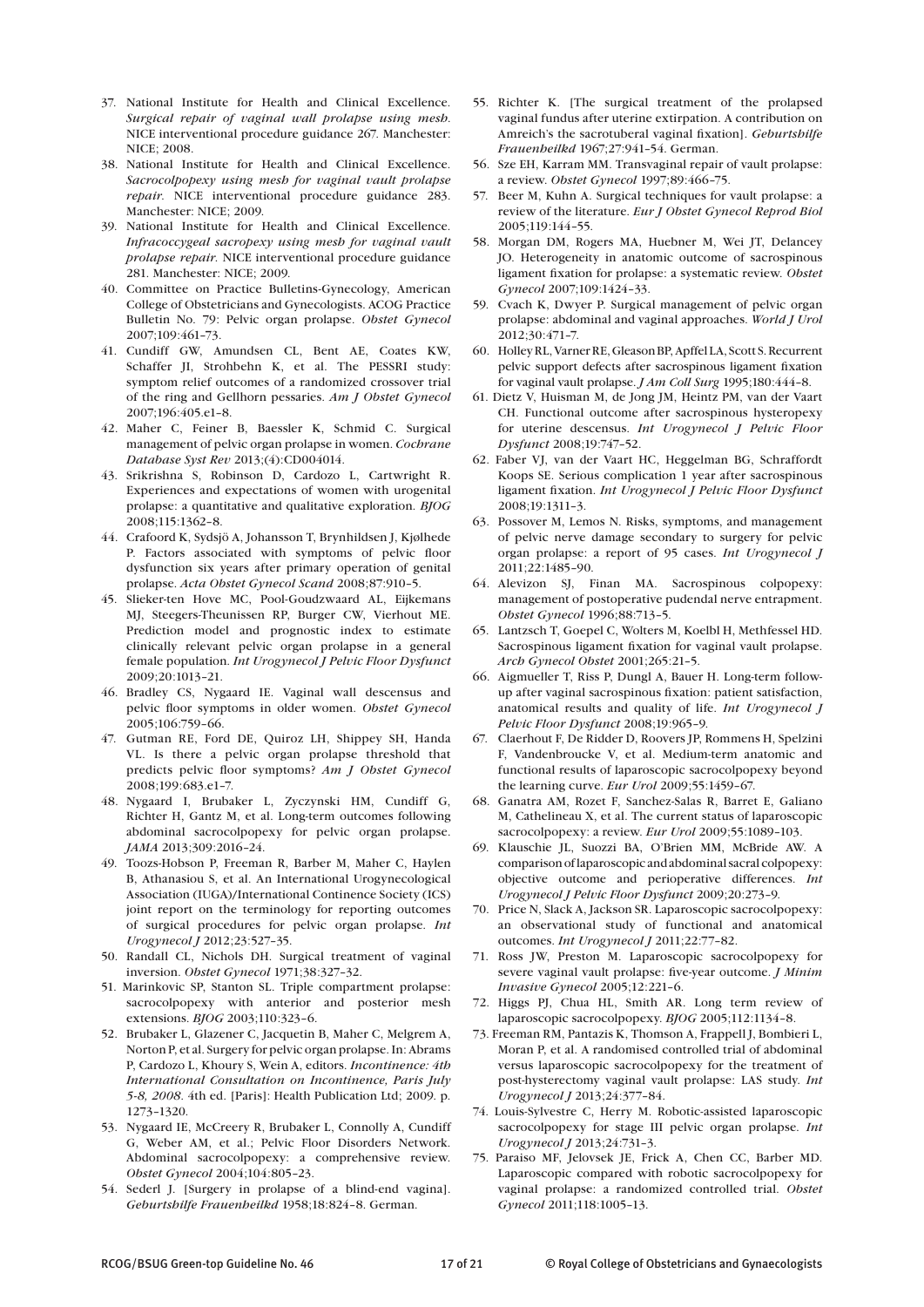37. National Institute for Health and Clinical Excellence. *Surgical repair of vaginal wall prolapse using mesh*. NICE interventional procedure guidance 267. Manchester: NICE; 2008.
38. National Institute for Health and Clinical Excellence. *Sacrocolpopexy using mesh for vaginal vault prolapse repair*. NICE interventional procedure guidance 283. Manchester: NICE; 2009.
39. National Institute for Health and Clinical Excellence. *Infracoccygeal sacropexy using mesh for vaginal vault prolapse repair*. NICE interventional procedure guidance 281. Manchester: NICE; 2009.
40. Committee on Practice Bulletins-Gynecology, American College of Obstetricians and Gynecologists. ACOG Practice Bulletin No. 79: Pelvic organ prolapse. *Obstet Gynecol* 2007;109:461–73.
41. Cundiff GW, Amundsen CL, Bent AE, Coates KW, Schaffer JI, Strohbehn K, et al. The PESSRI study: symptom relief outcomes of a randomized crossover trial of the ring and Gellhorn pessaries. *Am J Obstet Gynecol* 2007;196:405.e1–8.
42. Maher C, Feiner B, Baessler K, Schmid C. Surgical management of pelvic organ prolapse in women. *Cochrane Database Syst Rev* 2013;(4):CD004014.
43. Srikrishna S, Robinson D, Cardozo L, Cartwright R. Experiences and expectations of women with urogenital prolapse: a quantitative and qualitative exploration. *BJOG* 2008;115:1362–8.
44. Crafoord K, Sydsjö A, Johansson T, Brynhildsen J, Kjølhede P. Factors associated with symptoms of pelvic floor dysfunction six years after primary operation of genital prolapse. *Acta Obstet Gynecol Scand* 2008;87:910–5.
45. Slieker-ten Hove MC, Pool-Goudzwaard AL, Eijkemans MJ, Steegers-Theunissen RP, Burger CW, Vierhout ME. Prediction model and prognostic index to estimate clinically relevant pelvic organ prolapse in a general female population. *Int Urogynecol J Pelvic Floor Dysfunct* 2009;20:1013–21.
46. Bradley CS, Nygaard IE. Vaginal wall descensus and pelvic floor symptoms in older women. *Obstet Gynecol* 2005;106:759–66.
47. Gutman RE, Ford DE, Quiroz LH, Shippey SH, Handa VL. Is there a pelvic organ prolapse threshold that predicts pelvic floor symptoms? *Am J Obstet Gynecol* 2008;199:683.e1–7.
48. Nygaard I, Brubaker L, Zyczynski HM, Cundiff G, Richter H, Gantz M, et al. Long-term outcomes following abdominal sacrocolpopexy for pelvic organ prolapse. *JAMA* 2013;309:2016–24.
49. Toozs-Hobson P, Freeman R, Barber M, Maher C, Haylen B, Athanasiou S, et al. An International Urogynecological Association (IUGA)/International Continence Society (ICS) joint report on the terminology for reporting outcomes of surgical procedures for pelvic organ prolapse. *Int Urogynecol J* 2012;23:527–35.
50. Randall CL, Nichols DH. Surgical treatment of vaginal inversion. *Obstet Gynecol* 1971;38:327–32.
51. Marinkovic SP, Stanton SL. Triple compartment prolapse: sacrocolpopexy with anterior and posterior mesh extensions. *BJOG* 2003;110:323–6.
52. Brubaker L, Glazener C, Jacquetin B, Maher C, Melgrem A, Norton P, et al. Surgery for pelvic organ prolapse. In: Abrams P, Cardozo L, Khoury S, Wein A, editors. *Incontinence: 4th International Consultation on Incontinence, Paris July 5-8, 2008*. 4th ed. [Paris]: Health Publication Ltd; 2009. p. 1273–1320.
53. Nygaard IE, McCreery R, Brubaker L, Connolly A, Cundiff G, Weber AM, et al.; Pelvic Floor Disorders Network. Abdominal sacrocolpopexy: a comprehensive review. *Obstet Gynecol* 2004;104:805–23.
54. Sederl J. [Surgery in prolapse of a blind-end vagina]. *Geburtshilfe Frauenheilkd* 1958;18:824–8. German.
55. Richter K. [The surgical treatment of the prolapsed vaginal fundus after uterine extirpation. A contribution on Amreich's the sacrotuberal vaginal fixation]. *Geburtshilfe Frauenheilkd* 1967;27:941–54. German.
56. Sze EH, Karram MM. Transvaginal repair of vault prolapse: a review. *Obstet Gynecol* 1997;89:466–75.
57. Beer M, Kuhn A. Surgical techniques for vault prolapse: a review of the literature. *Eur J Obstet Gynecol Reprod Biol* 2005;119:144–55.
58. Morgan DM, Rogers MA, Huebner M, Wei JT, Delancey JO. Heterogeneity in anatomic outcome of sacrospinous ligament fixation for prolapse: a systematic review. *Obstet Gynecol* 2007;109:1424–33.
59. Cvach K, Dwyer P. Surgical management of pelvic organ prolapse: abdominal and vaginal approaches. *World J Urol* 2012;30:471–7.
60. Holley RL, Varner RE, Gleason BP, Apffel LA, Scott S. Recurrent pelvic support defects after sacrospinous ligament fixation for vaginal vault prolapse. *J Am Coll Surg* 1995;180:444–8.
61. Dietz V, Huisman M, de Jong JM, Heintz PM, van der Vaart CH. Functional outcome after sacrospinous hysteropexy for uterine descensus. *Int Urogynecol J Pelvic Floor Dysfunct* 2008;19:747–52.
62. Faber VJ, van der Vaart HC, Heggelman BG, Schraffordt Koops SE. Serious complication 1 year after sacrospinous ligament fixation. *Int Urogynecol J Pelvic Floor Dysfunct* 2008;19:1311–3.
63. Possover M, Lemos N. Risks, symptoms, and management of pelvic nerve damage secondary to surgery for pelvic organ prolapse: a report of 95 cases. *Int Urogynecol J* 2011;22:1485–90.
64. Alevizon SJ, Finan MA. Sacrospinous colpopexy: management of postoperative pudendal nerve entrapment. *Obstet Gynecol* 1996;88:713–5.
65. Lantzsch T, Goepel C, Wolters M, Koelbl H, Methfessel HD. Sacrospinous ligament fixation for vaginal vault prolapse. *Arch Gynecol Obstet* 2001;265:21–5.
66. Aigmueller T, Riss P, Dungl A, Bauer H. Long-term follow-up after vaginal sacrospinous fixation: patient satisfaction, anatomical results and quality of life. *Int Urogynecol J Pelvic Floor Dysfunct* 2008;19:965–9.
67. Claerhout F, De Ridder D, Roovers JP, Rommens H, Spelzini F, Vandenbroucke V, et al. Medium-term anatomic and functional results of laparoscopic sacrocolpopexy beyond the learning curve. *Eur Urol* 2009;55:1459–67.
68. Ganatra AM, Rozet F, Sanchez-Salas R, Barret E, Galiano M, Cathelineau X, et al. The current status of laparoscopic sacrocolpopexy: a review. *Eur Urol* 2009;55:1089–103.
69. Klauschie JL, Suozzi BA, O'Brien MM, McBride AW. A comparison of laparoscopic and abdominal sacral colpopexy: objective outcome and perioperative differences. *Int Urogynecol J Pelvic Floor Dysfunct* 2009;20:273–9.
70. Price N, Slack A, Jackson SR. Laparoscopic sacrocolpopexy: an observational study of functional and anatomical outcomes. *Int Urogynecol J* 2011;22:77–82.
71. Ross JW, Preston M. Laparoscopic sacrocolpopexy for severe vaginal vault prolapse: five-year outcome. *J Minim Invasive Gynecol* 2005;12:221–6.
72. Higgs PJ, Chua HL, Smith AR. Long term review of laparoscopic sacrocolpopexy. *BJOG* 2005;112:1134–8.
73. Freeman RM, Pantazis K, Thomson A, Frappell J, Bombieri L, Moran P, et al. A randomised controlled trial of abdominal versus laparoscopic sacrocolpopexy for the treatment of post-hysterectomy vaginal vault prolapse: LAS study. *Int Urogynecol J* 2013;24:377–84.
74. Louis-Sylvestre C, Herry M. Robotic-assisted laparoscopic sacrocolpopexy for stage III pelvic organ prolapse. *Int Urogynecol J* 2013;24:731–3.
75. Paraiso MF, Jelovsek JE, Frick A, Chen CC, Barber MD. Laparoscopic compared with robotic sacrocolpopexy for vaginal prolapse: a randomized controlled trial. *Obstet Gynecol* 2011;118:1005–13.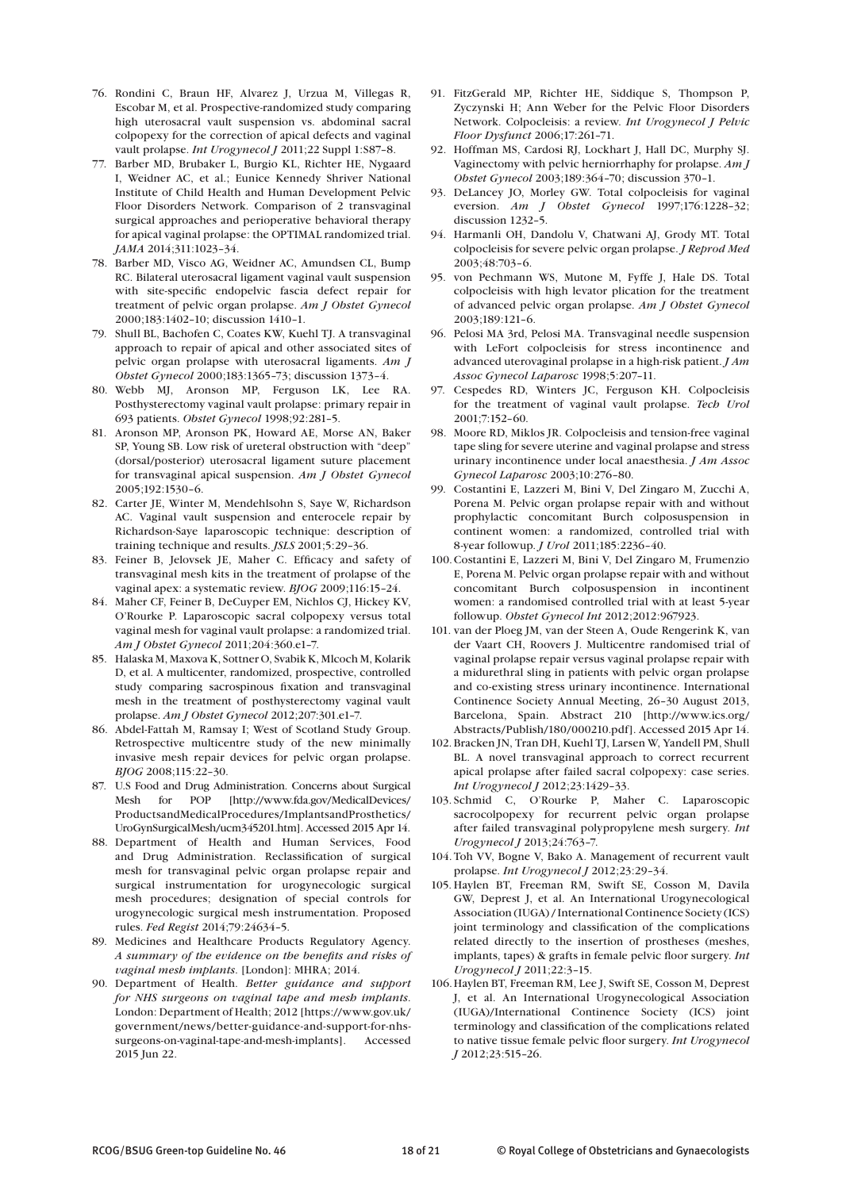76. Rondini C, Braun HF, Alvarez J, Urzua M, Villegas R, Escobar M, et al. Prospective-randomized study comparing high uterosacral vault suspension vs. abdominal sacral colpopexy for the correction of apical defects and vaginal vault prolapse. *Int Urogynecol J* 2011;22 Suppl 1:S87–8.
77. Barber MD, Brubaker L, Burgio KL, Richter HE, Nygaard I, Weidner AC, et al.; Eunice Kennedy Shriver National Institute of Child Health and Human Development Pelvic Floor Disorders Network. Comparison of 2 transvaginal surgical approaches and perioperative behavioral therapy for apical vaginal prolapse: the OPTIMAL randomized trial. *JAMA* 2014;311:1023–34.
78. Barber MD, Visco AG, Weidner AC, Amundsen CL, Bump RC. Bilateral uterosacral ligament vaginal vault suspension with site-specific endopelvic fascia defect repair for treatment of pelvic organ prolapse. *Am J Obstet Gynecol* 2000;183:1402–10; discussion 1410–1.
79. Shull BL, Bachofen C, Coates KW, Kuehl TJ. A transvaginal approach to repair of apical and other associated sites of pelvic organ prolapse with uterosacral ligaments. *Am J Obstet Gynecol* 2000;183:1365–73; discussion 1373–4.
80. Webb MJ, Aronson MP, Ferguson LK, Lee RA. Posthysterectomy vaginal vault prolapse: primary repair in 693 patients. *Obstet Gynecol* 1998;92:281–5.
81. Aronson MP, Aronson PK, Howard AE, Morse AN, Baker SP, Young SB. Low risk of ureteral obstruction with "deep" (dorsal/posterior) uterosacral ligament suture placement for transvaginal apical suspension. *Am J Obstet Gynecol* 2005;192:1530–6.
82. Carter JE, Winter M, Mendehlsohn S, Saye W, Richardson AC. Vaginal vault suspension and enterocele repair by Richardson-Saye laparoscopic technique: description of training technique and results. *JSLS* 2001;5:29–36.
83. Feiner B, Jelovsek JE, Maher C. Efficacy and safety of transvaginal mesh kits in the treatment of prolapse of the vaginal apex: a systematic review. *BJOG* 2009;116:15–24.
84. Maher CF, Feiner B, DeCuyper EM, Nichlos CJ, Hickey KV, O'Rourke P. Laparoscopic sacral colpopexy versus total vaginal mesh for vaginal vault prolapse: a randomized trial. *Am J Obstet Gynecol* 2011;204:360.e1–7.
85. Halaska M, Maxova K, Sottner O, Svabik K, Mlcoch M, Kolarik D, et al. A multicenter, randomized, prospective, controlled study comparing sacrospinous fixation and transvaginal mesh in the treatment of posthysterectomy vaginal vault prolapse. *Am J Obstet Gynecol* 2012;207:301.e1–7.
86. Abdel-Fattah M, Ramsay I; West of Scotland Study Group. Retrospective multicentre study of the new minimally invasive mesh repair devices for pelvic organ prolapse. *BJOG* 2008;115:22–30.
87. U.S Food and Drug Administration. Concerns about Surgical Mesh for POP [http://www.fda.gov/MedicalDevices/ProductsandMedicalProcedures/ImplantsandProsthetics/UroGynSurgicalMesh/ucm345201.htm]. Accessed 2015 Apr 14.
88. Department of Health and Human Services, Food and Drug Administration. Reclassification of surgical mesh for transvaginal pelvic organ prolapse repair and surgical instrumentation for urogynecologic surgical mesh procedures; designation of special controls for urogynecologic surgical mesh instrumentation. Proposed rules. *Fed Regist* 2014;79:24634–5.
89. Medicines and Healthcare Products Regulatory Agency. *A summary of the evidence on the benefits and risks of vaginal mesh implants*. [London]: MHRA; 2014.
90. Department of Health. *Better guidance and support for NHS surgeons on vaginal tape and mesh implants*. London: Department of Health; 2012 [https://www.gov.uk/government/news/better-guidance-and-support-for-nhs-surgeons-on-vaginal-tape-and-mesh-implants]. Accessed 2015 Jun 22.
91. FitzGerald MP, Richter HE, Siddique S, Thompson P, Zyczynski H; Ann Weber for the Pelvic Floor Disorders Network. Colpocleisis: a review. *Int Urogynecol J Pelvic Floor Dysfunct* 2006;17:261–71.
92. Hoffman MS, Cardosi RJ, Lockhart J, Hall DC, Murphy SJ. Vaginectomy with pelvic herniorrhaphy for prolapse. *Am J Obstet Gynecol* 2003;189:364–70; discussion 370–1.
93. DeLancey JO, Morley GW. Total colpocleisis for vaginal eversion. *Am J Obstet Gynecol* 1997;176:1228–32; discussion 1232–5.
94. Harmanli OH, Dandolu V, Chatwani AJ, Grody MT. Total colpocleisis for severe pelvic organ prolapse. *J Reprod Med* 2003;48:703–6.
95. von Pechmann WS, Mutone M, Fyffe J, Hale DS. Total colpocleisis with high levator plication for the treatment of advanced pelvic organ prolapse. *Am J Obstet Gynecol* 2003;189:121–6.
96. Pelosi MA 3rd, Pelosi MA. Transvaginal needle suspension with LeFort colpocleisis for stress incontinence and advanced uterovaginal prolapse in a high-risk patient. *J Am Assoc Gynecol Laparosc* 1998;5:207–11.
97. Cespedes RD, Winters JC, Ferguson KH. Colpocleisis for the treatment of vaginal vault prolapse. *Tech Urol* 2001;7:152–60.
98. Moore RD, Miklos JR. Colpocleisis and tension-free vaginal tape sling for severe uterine and vaginal prolapse and stress urinary incontinence under local anaesthesia. *J Am Assoc Gynecol Laparosc* 2003;10:276–80.
99. Costantini E, Lazzeri M, Bini V, Del Zingaro M, Zucchi A, Porena M. Pelvic organ prolapse repair with and without prophylactic concomitant Burch colposuspension in continent women: a randomized, controlled trial with 8-year followup. *J Urol* 2011;185:2236–40.
100. Costantini E, Lazzeri M, Bini V, Del Zingaro M, Frumenzio E, Porena M. Pelvic organ prolapse repair with and without concomitant Burch colposuspension in incontinent women: a randomised controlled trial with at least 5-year followup. *Obstet Gynecol Int* 2012;2012:967923.
101. van der Ploeg JM, van der Steen A, Oude Rengerink K, van der Vaart CH, Roovers J. Multicentre randomised trial of vaginal prolapse repair versus vaginal prolapse repair with a midurethral sling in patients with pelvic organ prolapse and co-existing stress urinary incontinence. International Continence Society Annual Meeting, 26–30 August 2013, Barcelona, Spain. Abstract 210 [http://www.ics.org/Abstracts/Publish/180/000210.pdf]. Accessed 2015 Apr 14.
102. Bracken JN, Tran DH, Kuehl TJ, Larsen W, Yandell PM, Shull BL. A novel transvaginal approach to correct recurrent apical prolapse after failed sacral colpopexy: case series. *Int Urogynecol J* 2012;23:1429–33.
103. Schmid C, O'Rourke P, Maher C. Laparoscopic sacrocolpopexy for recurrent pelvic organ prolapse after failed transvaginal polypropylene mesh surgery. *Int Urogynecol J* 2013;24:763–7.
104. Toh VV, Bogne V, Bako A. Management of recurrent vault prolapse. *Int Urogynecol J* 2012;23:29–34.
105. Haylen BT, Freeman RM, Swift SE, Cosson M, Davila GW, Deprest J, et al. An International Urogynecological Association (IUGA) / International Continence Society (ICS) joint terminology and classification of the complications related directly to the insertion of prostheses (meshes, implants, tapes) & grafts in female pelvic floor surgery. *Int Urogynecol J* 2011;22:3–15.
106. Haylen BT, Freeman RM, Lee J, Swift SE, Cosson M, Deprest J, et al. An International Urogynecological Association (IUGA)/International Continence Society (ICS) joint terminology and classification of the complications related to native tissue female pelvic floor surgery. *Int Urogynecol J* 2012;23:515–26.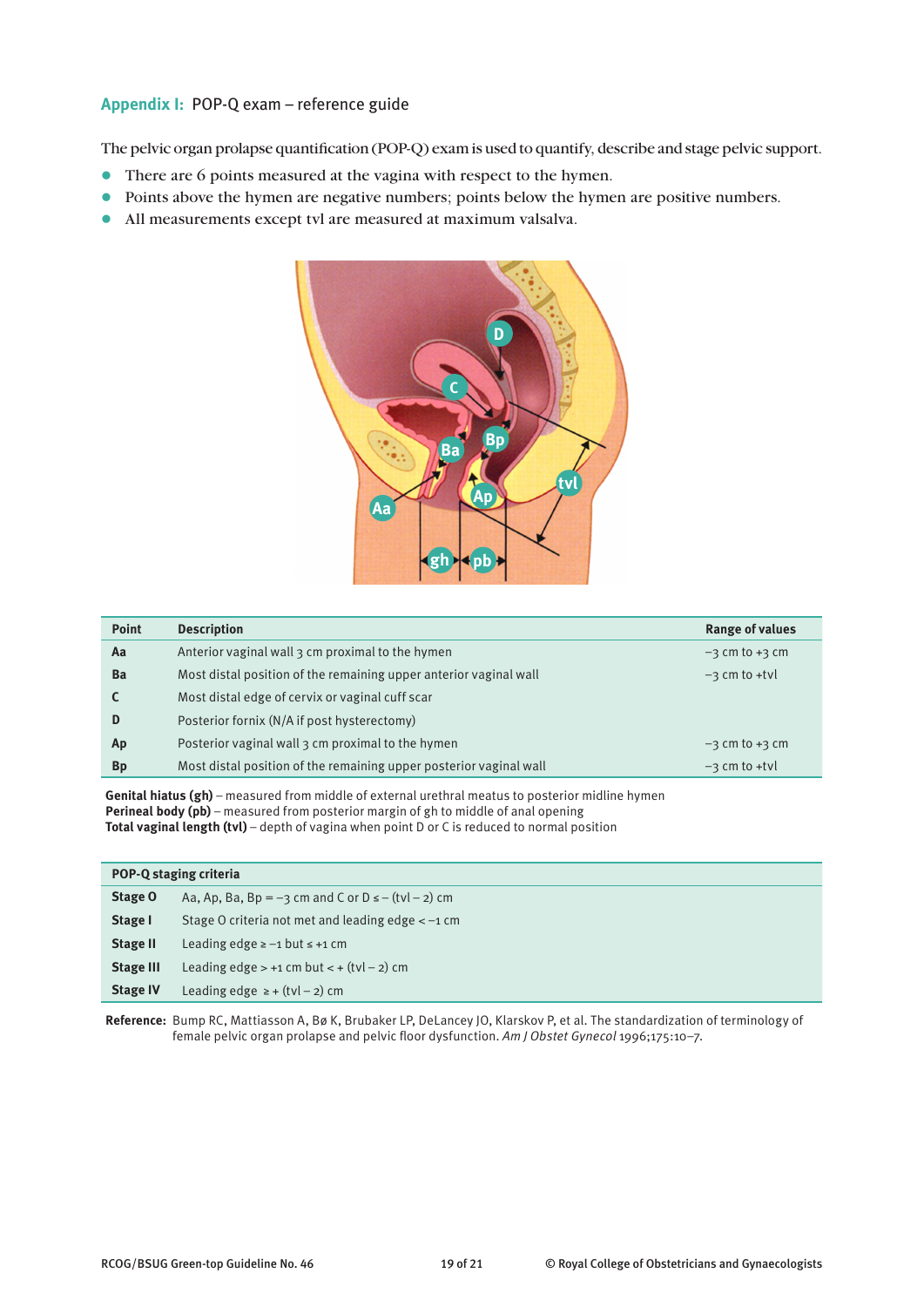## Appendix I: POP-Q exam – reference guide

The pelvic organ prolapse quantification (POP-Q) exam is used to quantify, describe and stage pelvic support.

- There are 6 points measured at the vagina with respect to the hymen.
- Points above the hymen are negative numbers; points below the hymen are positive numbers.
- All measurements except tvl are measured at maximum valsalva.

| Point | Description | Range of values |
|---|---|---|
| **Aa** | Anterior vaginal wall 3 cm proximal to the hymen | −3 cm to +3 cm |
| **Ba** | Most distal position of the remaining upper anterior vaginal wall | −3 cm to +tvl |
| **C** | Most distal edge of cervix or vaginal cuff scar | |
| **D** | Posterior fornix (N/A if post hysterectomy) | |
| **Ap** | Posterior vaginal wall 3 cm proximal to the hymen | −3 cm to +3 cm |
| **Bp** | Most distal position of the remaining upper posterior vaginal wall | −3 cm to +tvl |

**Genital hiatus (gh)** – measured from middle of external urethral meatus to posterior midline hymen
**Perineal body (pb)** – measured from posterior margin of gh to middle of anal opening
**Total vaginal length (tvl)** – depth of vagina when point D or C is reduced to normal position

| POP-Q staging criteria | |
|---|---|
| **Stage 0** | Aa, Ap, Ba, Bp = −3 cm and C or D ≤ – (tvl – 2) cm |
| **Stage I** | Stage 0 criteria not met and leading edge < −1 cm |
| **Stage II** | Leading edge ≥ −1 but ≤ +1 cm |
| **Stage III** | Leading edge > +1 cm but < + (tvl – 2) cm |
| **Stage IV** | Leading edge ≥ + (tvl – 2) cm |

**Reference:** Bump RC, Mattiasson A, Bø K, Brubaker LP, DeLancey JO, Klarskov P, et al. The standardization of terminology of female pelvic organ prolapse and pelvic floor dysfunction. *Am J Obstet Gynecol* 1996;175:10–7.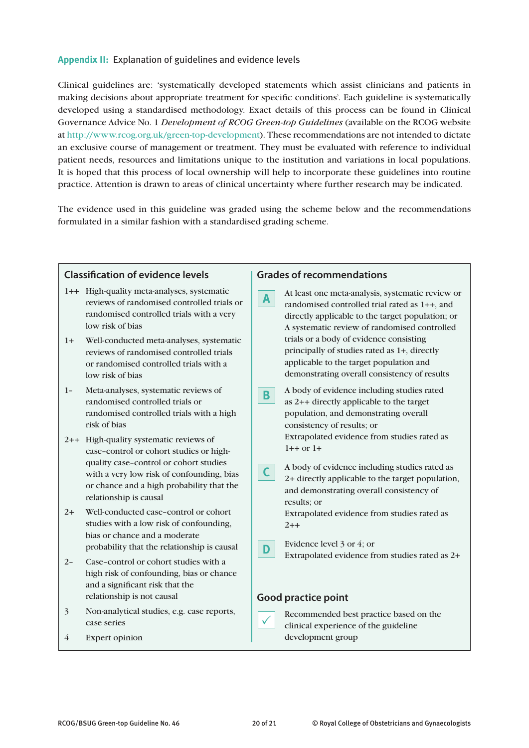## Appendix II: Explanation of guidelines and evidence levels

Clinical guidelines are: 'systematically developed statements which assist clinicians and patients in making decisions about appropriate treatment for specific conditions'. Each guideline is systematically developed using a standardised methodology. Exact details of this process can be found in Clinical Governance Advice No. 1 *Development of RCOG Green-top Guidelines* (available on the RCOG website at http://www.rcog.org.uk/green-top-development). These recommendations are not intended to dictate an exclusive course of management or treatment. They must be evaluated with reference to individual patient needs, resources and limitations unique to the institution and variations in local populations. It is hoped that this process of local ownership will help to incorporate these guidelines into routine practice. Attention is drawn to areas of clinical uncertainty where further research may be indicated.

The evidence used in this guideline was graded using the scheme below and the recommendations formulated in a similar fashion with a standardised grading scheme.

### Classification of evidence levels

| Level | Description |
|---|---|
| 1++ | High-quality meta-analyses, systematic reviews of randomised controlled trials or randomised controlled trials with a very low risk of bias |
| 1+ | Well-conducted meta-analyses, systematic reviews of randomised controlled trials or randomised controlled trials with a low risk of bias |
| 1– | Meta-analyses, systematic reviews of randomised controlled trials or randomised controlled trials with a high risk of bias |
| 2++ | High-quality systematic reviews of case–control or cohort studies or high-quality case–control or cohort studies with a very low risk of confounding, bias or chance and a high probability that the relationship is causal |
| 2+ | Well-conducted case–control or cohort studies with a low risk of confounding, bias or chance and a moderate probability that the relationship is causal |
| 2– | Case–control or cohort studies with a high risk of confounding, bias or chance and a significant risk that the relationship is not causal |
| 3 | Non-analytical studies, e.g. case reports, case series |
| 4 | Expert opinion |

### Grades of recommendations

| Grade | Description |
|---|---|
| A | At least one meta-analysis, systematic review or randomised controlled trial rated as 1++, and directly applicable to the target population; or<br>A systematic review of randomised controlled trials or a body of evidence consisting principally of studies rated as 1+, directly applicable to the target population and demonstrating overall consistency of results |
| B | A body of evidence including studies rated as 2++ directly applicable to the target population, and demonstrating overall consistency of results; or<br>Extrapolated evidence from studies rated as 1++ or 1+ |
| C | A body of evidence including studies rated as 2+ directly applicable to the target population, and demonstrating overall consistency of results; or<br>Extrapolated evidence from studies rated as 2++ |
| D | Evidence level 3 or 4; or<br>Extrapolated evidence from studies rated as 2+ |

### Good practice point

| | |
|---|---|
| ✓ | Recommended best practice based on the clinical experience of the guideline development group |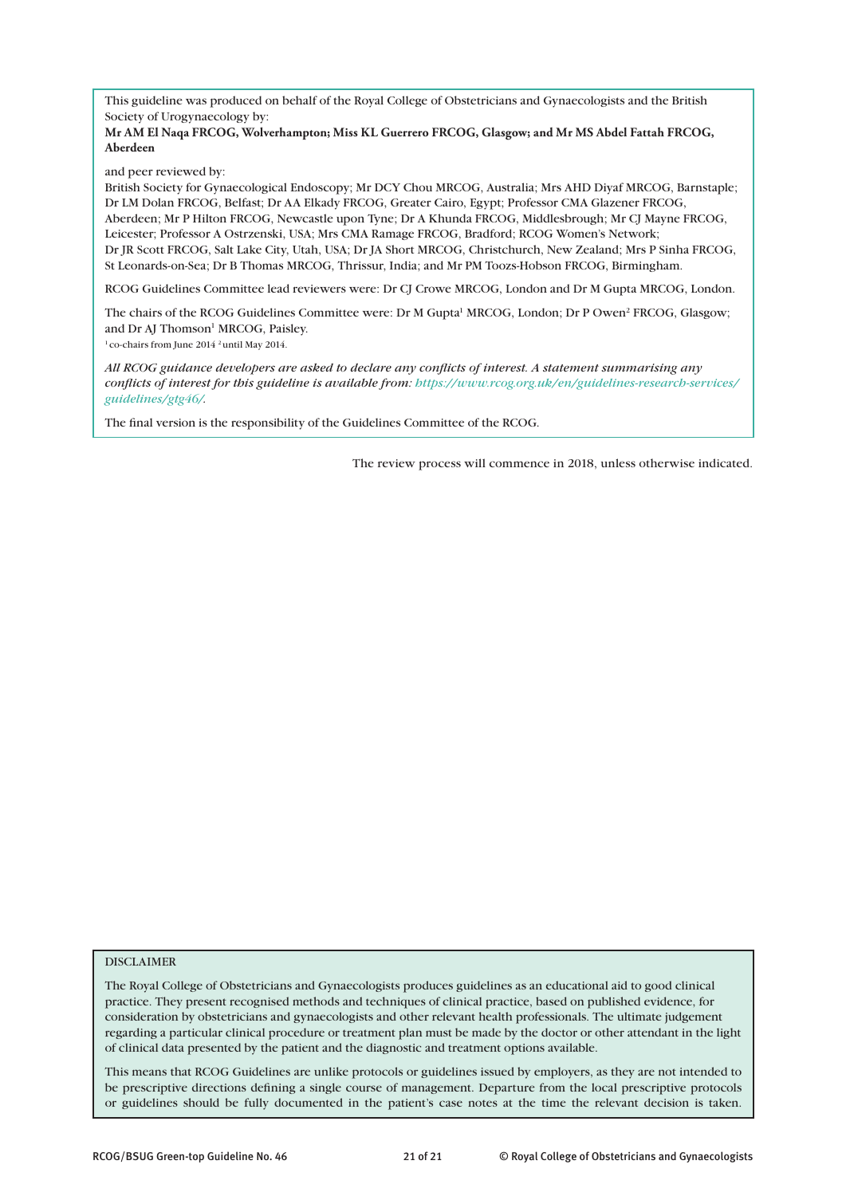This guideline was produced on behalf of the Royal College of Obstetricians and Gynaecologists and the British Society of Urogynaecology by:

**Mr AM El Naqa FRCOG, Wolverhampton; Miss KL Guerrero FRCOG, Glasgow; and Mr MS Abdel Fattah FRCOG, Aberdeen**

and peer reviewed by:

British Society for Gynaecological Endoscopy; Mr DCY Chou MRCOG, Australia; Mrs AHD Diyaf MRCOG, Barnstaple; Dr LM Dolan FRCOG, Belfast; Dr AA Elkady FRCOG, Greater Cairo, Egypt; Professor CMA Glazener FRCOG, Aberdeen; Mr P Hilton FRCOG, Newcastle upon Tyne; Dr A Khunda FRCOG, Middlesbrough; Mr CJ Mayne FRCOG, Leicester; Professor A Ostrzenski, USA; Mrs CMA Ramage FRCOG, Bradford; RCOG Women's Network; Dr JR Scott FRCOG, Salt Lake City, Utah, USA; Dr JA Short MRCOG, Christchurch, New Zealand; Mrs P Sinha FRCOG, St Leonards-on-Sea; Dr B Thomas MRCOG, Thrissur, India; and Mr PM Toozs-Hobson FRCOG, Birmingham.

RCOG Guidelines Committee lead reviewers were: Dr CJ Crowe MRCOG, London and Dr M Gupta MRCOG, London.

The chairs of the RCOG Guidelines Committee were: Dr M Gupta[1] MRCOG, London; Dr P Owen[2] FRCOG, Glasgow; and Dr AJ Thomson[1] MRCOG, Paisley.

[1] co-chairs from June 2014 [2] until May 2014.

*All RCOG guidance developers are asked to declare any conflicts of interest. A statement summarising any conflicts of interest for this guideline is available from: https://www.rcog.org.uk/en/guidelines-research-services/guidelines/gtg46/.*

The final version is the responsibility of the Guidelines Committee of the RCOG.

The review process will commence in 2018, unless otherwise indicated.

DISCLAIMER

The Royal College of Obstetricians and Gynaecologists produces guidelines as an educational aid to good clinical practice. They present recognised methods and techniques of clinical practice, based on published evidence, for consideration by obstetricians and gynaecologists and other relevant health professionals. The ultimate judgement regarding a particular clinical procedure or treatment plan must be made by the doctor or other attendant in the light of clinical data presented by the patient and the diagnostic and treatment options available.

This means that RCOG Guidelines are unlike protocols or guidelines issued by employers, as they are not intended to be prescriptive directions defining a single course of management. Departure from the local prescriptive protocols or guidelines should be fully documented in the patient's case notes at the time the relevant decision is taken.